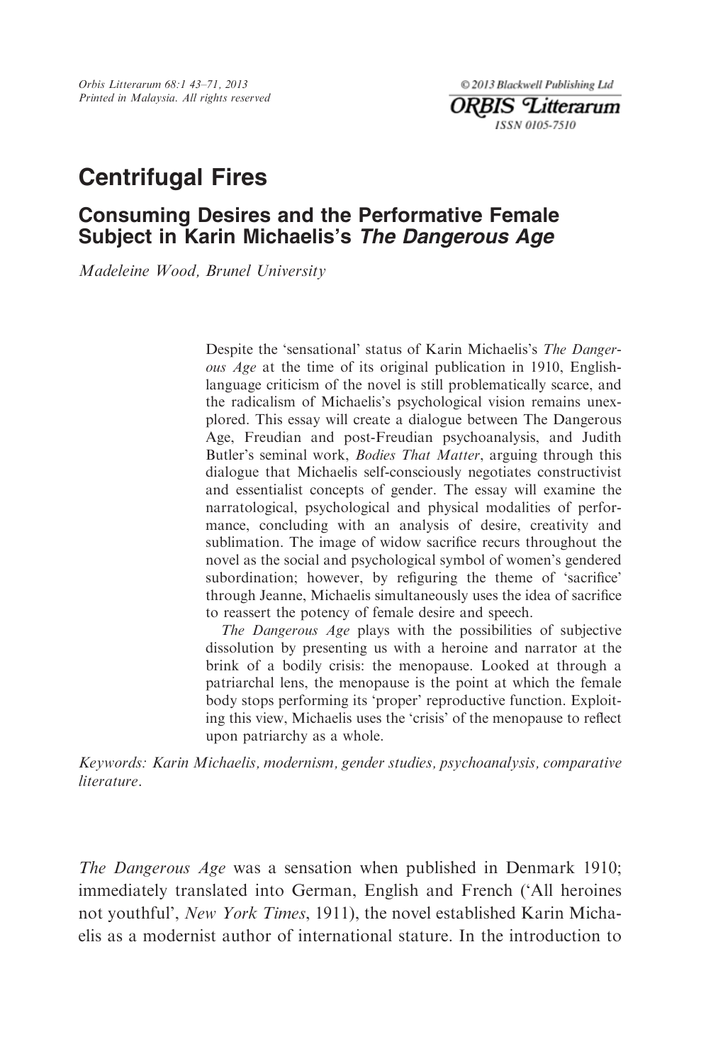# Centrifugal Fires

## Consuming Desires and the Performative Female Subject in Karin Michaelis's *The Dangerous Age*

*Madeleine Wood, Brunel University*

Despite the 'sensational' status of Karin Michaelis's *The Dangerous Age* at the time of its original publication in 1910, English-language criticism of the novel is still problematically scarce, and the radicalism of Michaelis's psychological vision remains unexplored. This essay will create a dialogue between The Dangerous Age, Freudian and post-Freudian psychoanalysis, and Judith Butler's seminal work, *Bodies That Matter*, arguing through this dialogue that Michaelis self-consciously negotiates constructivist and essentialist concepts of gender. The essay will examine the narratological, psychological and physical modalities of performance, concluding with an analysis of desire, creativity and sublimation. The image of widow sacrifice recurs throughout the novel as the social and psychological symbol of women's gendered subordination; however, by refiguring the theme of 'sacrifice' through Jeanne, Michaelis simultaneously uses the idea of sacrifice to reassert the potency of female desire and speech.

*The Dangerous Age* plays with the possibilities of subjective dissolution by presenting us with a heroine and narrator at the brink of a bodily crisis: the menopause. Looked at through a patriarchal lens, the menopause is the point at which the female body stops performing its 'proper' reproductive function. Exploiting this view, Michaelis uses the 'crisis' of the menopause to reflect upon patriarchy as a whole.

*Keywords: Karin Michaelis, modernism, gender studies, psychoanalysis, comparative literature.*

*The Dangerous Age* was a sensation when published in Denmark 1910; immediately translated into German, English and French ('All heroines not youthful', *New York Times*, 1911), the novel established Karin Michaelis as a modernist author of international stature. In the introduction to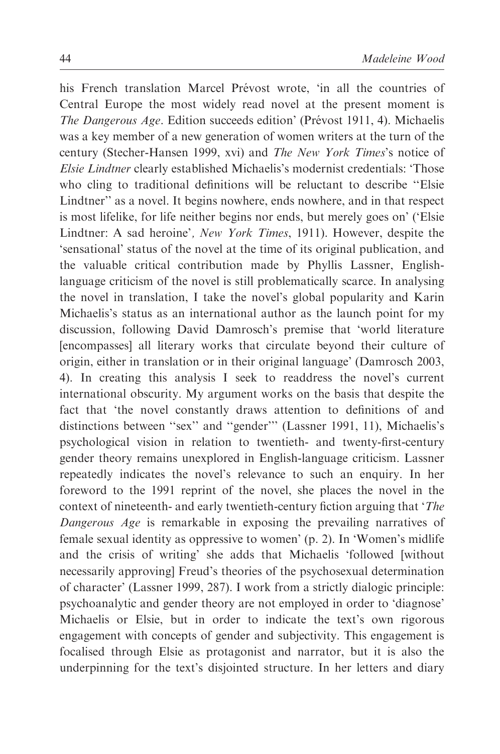his French translation Marcel Prévost wrote, 'in all the countries of Central Europe the most widely read novel at the present moment is *The Dangerous Age*. Edition succeeds edition' (Prévost 1911, 4). Michaelis was a key member of a new generation of women writers at the turn of the century (Stecher-Hansen 1999, xvi) and *The New York Times*'s notice of *Elsie Lindtner* clearly established Michaelis's modernist credentials: 'Those who cling to traditional definitions will be reluctant to describe ''Elsie Lindtner'' as a novel. It begins nowhere, ends nowhere, and in that respect is most lifelike, for life neither begins nor ends, but merely goes on' ('Elsie Lindtner: A sad heroine', *New York Times*, 1911). However, despite the 'sensational' status of the novel at the time of its original publication, and the valuable critical contribution made by Phyllis Lassner, English-language criticism of the novel is still problematically scarce. In analysing the novel in translation, I take the novel's global popularity and Karin Michaelis's status as an international author as the launch point for my discussion, following David Damrosch's premise that 'world literature [encompasses] all literary works that circulate beyond their culture of origin, either in translation or in their original language' (Damrosch 2003, 4). In creating this analysis I seek to readdress the novel's current international obscurity. My argument works on the basis that despite the fact that 'the novel constantly draws attention to definitions of and distinctions between ''sex'' and ''gender''' (Lassner 1991, 11), Michaelis's psychological vision in relation to twentieth- and twenty-first-century gender theory remains unexplored in English-language criticism. Lassner repeatedly indicates the novel's relevance to such an enquiry. In her foreword to the 1991 reprint of the novel, she places the novel in the context of nineteenth- and early twentieth-century fiction arguing that '*The Dangerous Age* is remarkable in exposing the prevailing narratives of female sexual identity as oppressive to women' (p. 2). In 'Women's midlife and the crisis of writing' she adds that Michaelis 'followed [without necessarily approving] Freud's theories of the psychosexual determination of character' (Lassner 1999, 287). I work from a strictly dialogic principle: psychoanalytic and gender theory are not employed in order to 'diagnose' Michaelis or Elsie, but in order to indicate the text's own rigorous engagement with concepts of gender and subjectivity. This engagement is focalised through Elsie as protagonist and narrator, but it is also the underpinning for the text's disjointed structure. In her letters and diary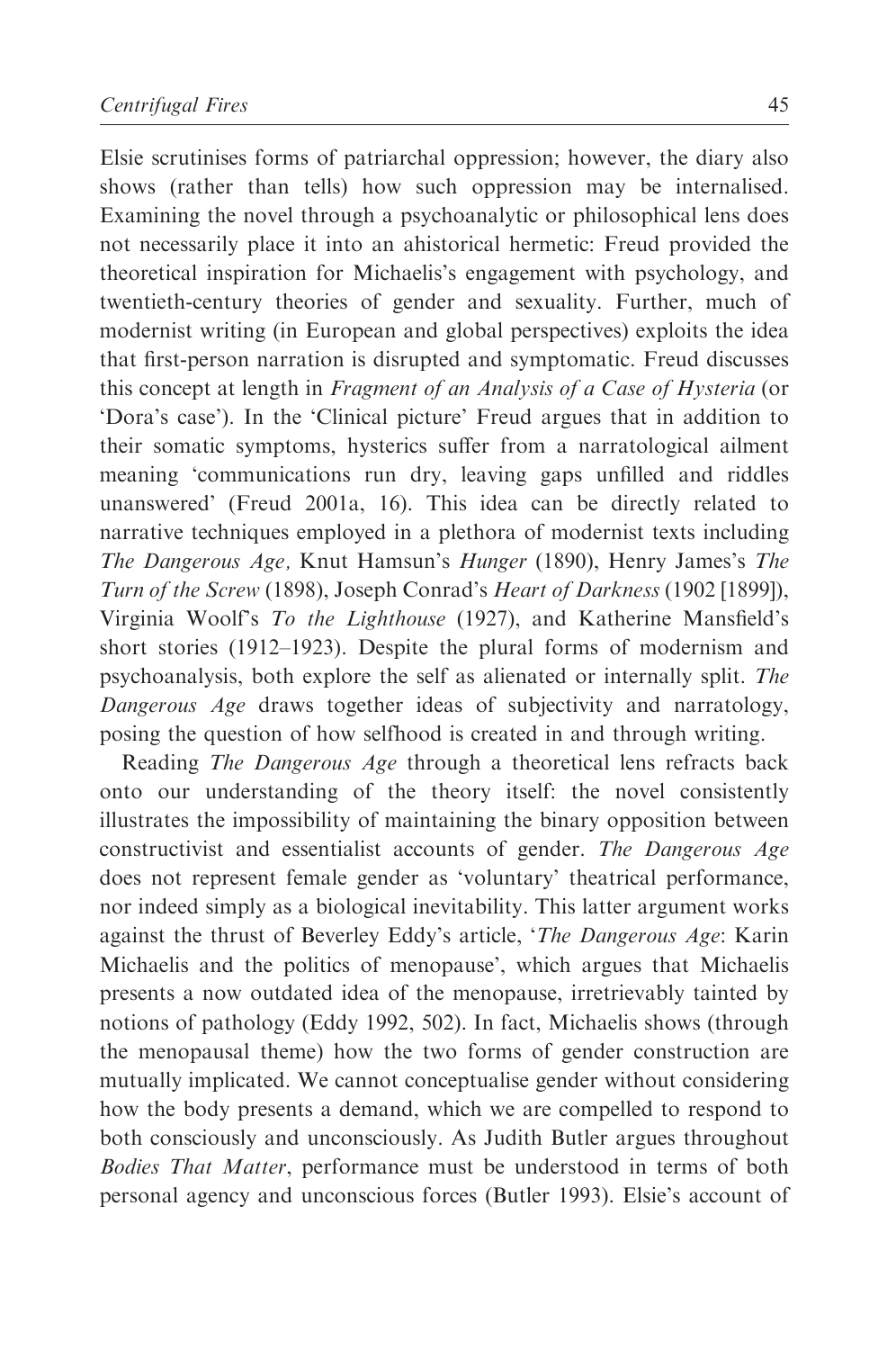Elsie scrutinises forms of patriarchal oppression; however, the diary also shows (rather than tells) how such oppression may be internalised. Examining the novel through a psychoanalytic or philosophical lens does not necessarily place it into an ahistorical hermetic: Freud provided the theoretical inspiration for Michaelis's engagement with psychology, and twentieth-century theories of gender and sexuality. Further, much of modernist writing (in European and global perspectives) exploits the idea that first-person narration is disrupted and symptomatic. Freud discusses this concept at length in *Fragment of an Analysis of a Case of Hysteria* (or 'Dora's case'). In the 'Clinical picture' Freud argues that in addition to their somatic symptoms, hysterics suffer from a narratological ailment meaning 'communications run dry, leaving gaps unfilled and riddles unanswered' (Freud 2001a, 16). This idea can be directly related to narrative techniques employed in a plethora of modernist texts including *The Dangerous Age,* Knut Hamsun's *Hunger* (1890), Henry James's *The Turn of the Screw* (1898), Joseph Conrad's *Heart of Darkness* (1902 [1899]), Virginia Woolf's *To the Lighthouse* (1927), and Katherine Mansfield's short stories (1912–1923). Despite the plural forms of modernism and psychoanalysis, both explore the self as alienated or internally split. *The Dangerous Age* draws together ideas of subjectivity and narratology, posing the question of how selfhood is created in and through writing.

Reading *The Dangerous Age* through a theoretical lens refracts back onto our understanding of the theory itself: the novel consistently illustrates the impossibility of maintaining the binary opposition between constructivist and essentialist accounts of gender. *The Dangerous Age* does not represent female gender as 'voluntary' theatrical performance, nor indeed simply as a biological inevitability. This latter argument works against the thrust of Beverley Eddy's article, '*The Dangerous Age*: Karin Michaelis and the politics of menopause', which argues that Michaelis presents a now outdated idea of the menopause, irretrievably tainted by notions of pathology (Eddy 1992, 502). In fact, Michaelis shows (through the menopausal theme) how the two forms of gender construction are mutually implicated. We cannot conceptualise gender without considering how the body presents a demand, which we are compelled to respond to both consciously and unconsciously. As Judith Butler argues throughout *Bodies That Matter*, performance must be understood in terms of both personal agency and unconscious forces (Butler 1993). Elsie's account of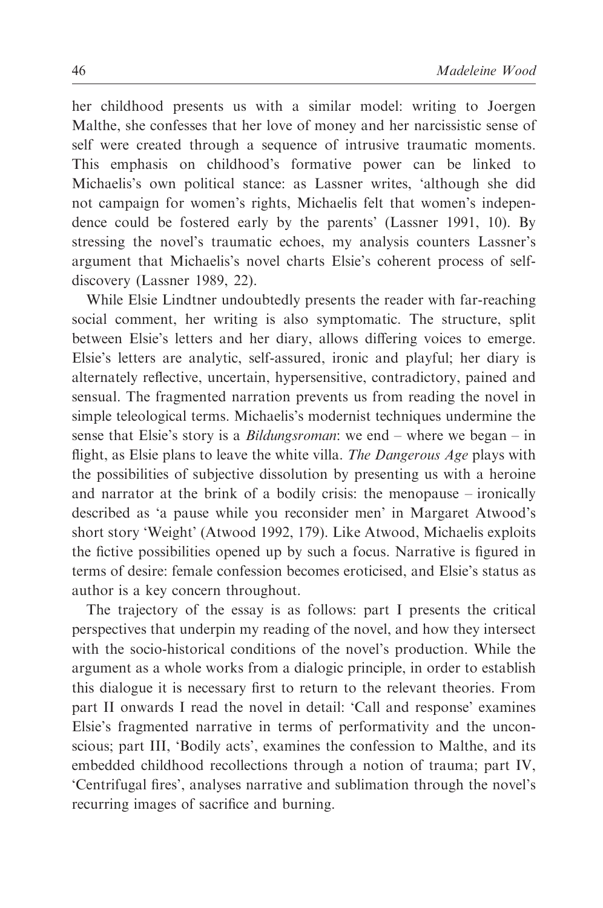her childhood presents us with a similar model: writing to Joergen Malthe, she confesses that her love of money and her narcissistic sense of self were created through a sequence of intrusive traumatic moments. This emphasis on childhood's formative power can be linked to Michaelis's own political stance: as Lassner writes, 'although she did not campaign for women's rights, Michaelis felt that women's independence could be fostered early by the parents' (Lassner 1991, 10). By stressing the novel's traumatic echoes, my analysis counters Lassner's argument that Michaelis's novel charts Elsie's coherent process of self-discovery (Lassner 1989, 22).

While Elsie Lindtner undoubtedly presents the reader with far-reaching social comment, her writing is also symptomatic. The structure, split between Elsie's letters and her diary, allows differing voices to emerge. Elsie's letters are analytic, self-assured, ironic and playful; her diary is alternately reflective, uncertain, hypersensitive, contradictory, pained and sensual. The fragmented narration prevents us from reading the novel in simple teleological terms. Michaelis's modernist techniques undermine the sense that Elsie's story is a *Bildungsroman*: we end – where we began – in flight, as Elsie plans to leave the white villa. *The Dangerous Age* plays with the possibilities of subjective dissolution by presenting us with a heroine and narrator at the brink of a bodily crisis: the menopause – ironically described as 'a pause while you reconsider men' in Margaret Atwood's short story 'Weight' (Atwood 1992, 179). Like Atwood, Michaelis exploits the fictive possibilities opened up by such a focus. Narrative is figured in terms of desire: female confession becomes eroticised, and Elsie's status as author is a key concern throughout.

The trajectory of the essay is as follows: part I presents the critical perspectives that underpin my reading of the novel, and how they intersect with the socio-historical conditions of the novel's production. While the argument as a whole works from a dialogic principle, in order to establish this dialogue it is necessary first to return to the relevant theories. From part II onwards I read the novel in detail: 'Call and response' examines Elsie's fragmented narrative in terms of performativity and the unconscious; part III, 'Bodily acts', examines the confession to Malthe, and its embedded childhood recollections through a notion of trauma; part IV, 'Centrifugal fires', analyses narrative and sublimation through the novel's recurring images of sacrifice and burning.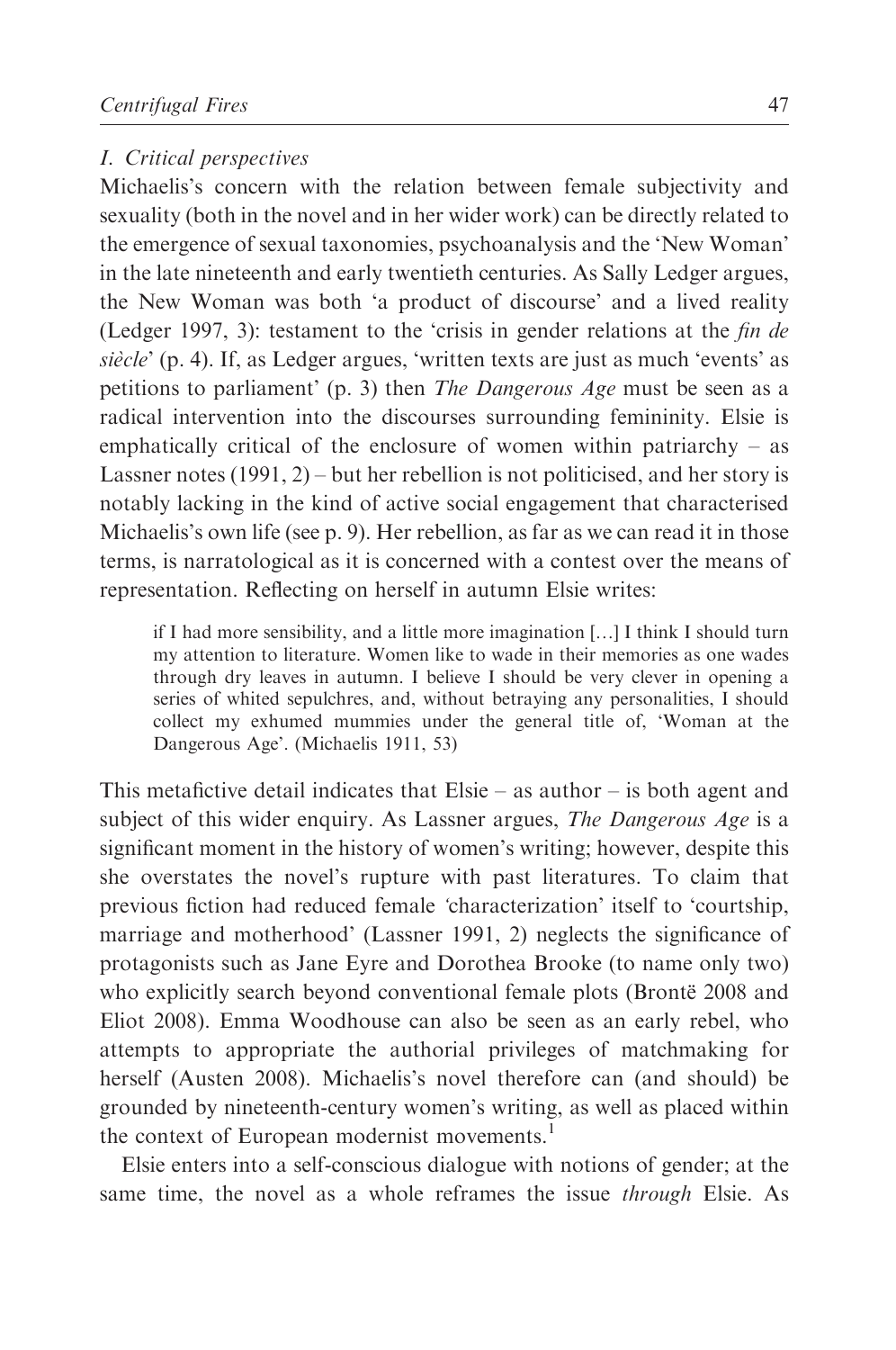## *I. Critical perspectives*

Michaelis's concern with the relation between female subjectivity and sexuality (both in the novel and in her wider work) can be directly related to the emergence of sexual taxonomies, psychoanalysis and the 'New Woman' in the late nineteenth and early twentieth centuries. As Sally Ledger argues, the New Woman was both 'a product of discourse' and a lived reality (Ledger 1997, 3): testament to the 'crisis in gender relations at the *fin de siècle*' (p. 4). If, as Ledger argues, 'written texts are just as much 'events' as petitions to parliament' (p. 3) then *The Dangerous Age* must be seen as a radical intervention into the discourses surrounding femininity. Elsie is emphatically critical of the enclosure of women within patriarchy – as Lassner notes (1991, 2) – but her rebellion is not politicised, and her story is notably lacking in the kind of active social engagement that characterised Michaelis's own life (see p. 9). Her rebellion, as far as we can read it in those terms, is narratological as it is concerned with a contest over the means of representation. Reflecting on herself in autumn Elsie writes:

> if I had more sensibility, and a little more imagination […] I think I should turn my attention to literature. Women like to wade in their memories as one wades through dry leaves in autumn. I believe I should be very clever in opening a series of whited sepulchres, and, without betraying any personalities, I should collect my exhumed mummies under the general title of, 'Woman at the Dangerous Age'. (Michaelis 1911, 53)

This metafictive detail indicates that Elsie – as author – is both agent and subject of this wider enquiry. As Lassner argues, *The Dangerous Age* is a significant moment in the history of women's writing; however, despite this she overstates the novel's rupture with past literatures. To claim that previous fiction had reduced female 'characterization' itself to 'courtship, marriage and motherhood' (Lassner 1991, 2) neglects the significance of protagonists such as Jane Eyre and Dorothea Brooke (to name only two) who explicitly search beyond conventional female plots (Brontë 2008 and Eliot 2008). Emma Woodhouse can also be seen as an early rebel, who attempts to appropriate the authorial privileges of matchmaking for herself (Austen 2008). Michaelis's novel therefore can (and should) be grounded by nineteenth-century women's writing, as well as placed within the context of European modernist movements.[1]

Elsie enters into a self-conscious dialogue with notions of gender; at the same time, the novel as a whole reframes the issue *through* Elsie. As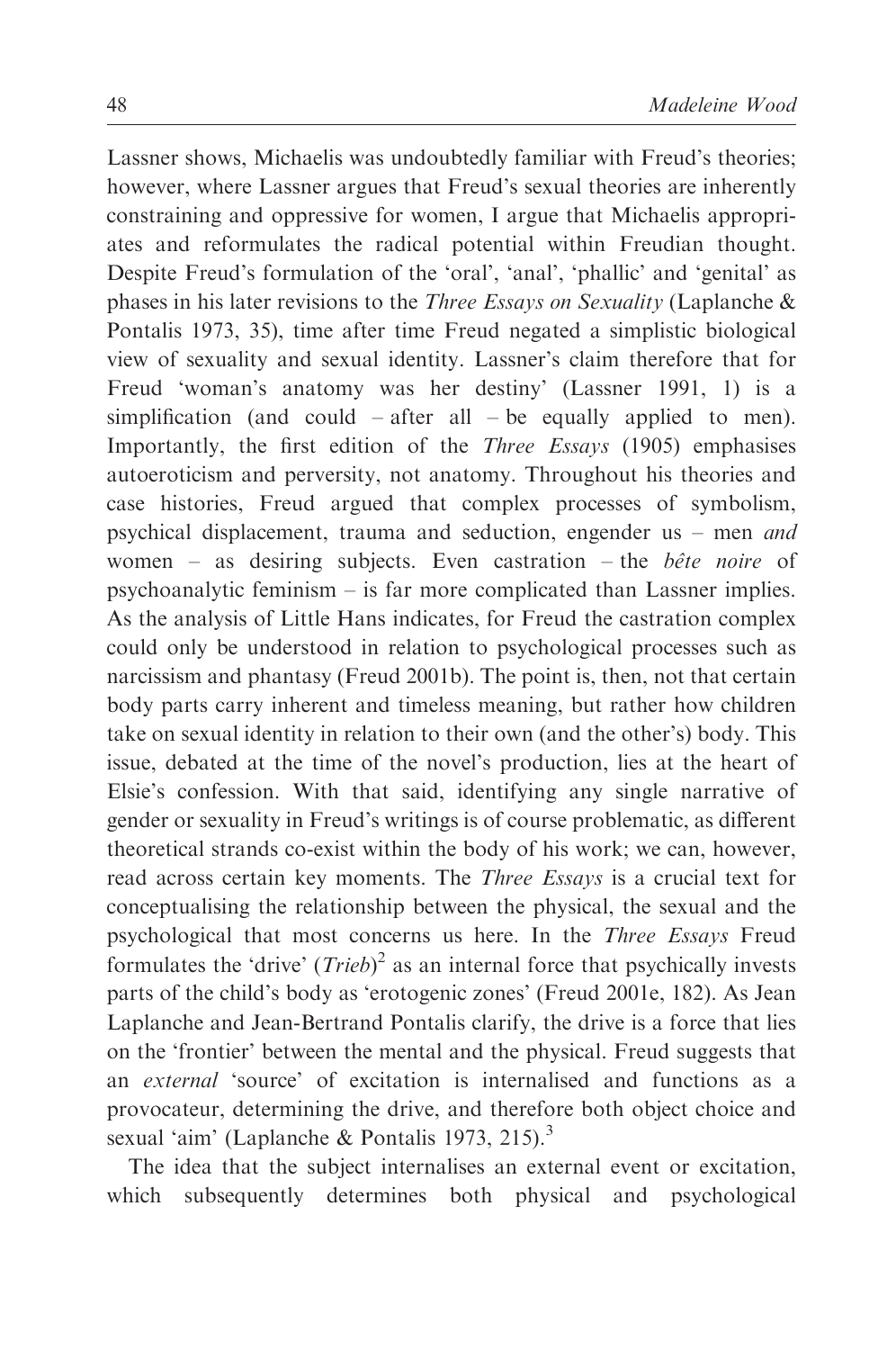Lassner shows, Michaelis was undoubtedly familiar with Freud's theories; however, where Lassner argues that Freud's sexual theories are inherently constraining and oppressive for women, I argue that Michaelis appropriates and reformulates the radical potential within Freudian thought. Despite Freud's formulation of the 'oral', 'anal', 'phallic' and 'genital' as phases in his later revisions to the *Three Essays on Sexuality* (Laplanche & Pontalis 1973, 35), time after time Freud negated a simplistic biological view of sexuality and sexual identity. Lassner's claim therefore that for Freud 'woman's anatomy was her destiny' (Lassner 1991, 1) is a simplification (and could – after all – be equally applied to men). Importantly, the first edition of the *Three Essays* (1905) emphasises autoeroticism and perversity, not anatomy. Throughout his theories and case histories, Freud argued that complex processes of symbolism, psychical displacement, trauma and seduction, engender us – men *and* women – as desiring subjects. Even castration – the *bête noire* of psychoanalytic feminism – is far more complicated than Lassner implies. As the analysis of Little Hans indicates, for Freud the castration complex could only be understood in relation to psychological processes such as narcissism and phantasy (Freud 2001b). The point is, then, not that certain body parts carry inherent and timeless meaning, but rather how children take on sexual identity in relation to their own (and the other's) body. This issue, debated at the time of the novel's production, lies at the heart of Elsie's confession. With that said, identifying any single narrative of gender or sexuality in Freud's writings is of course problematic, as different theoretical strands co-exist within the body of his work; we can, however, read across certain key moments. The *Three Essays* is a crucial text for conceptualising the relationship between the physical, the sexual and the psychological that most concerns us here. In the *Three Essays* Freud formulates the 'drive' (*Trieb*)[2] as an internal force that psychically invests parts of the child's body as 'erotogenic zones' (Freud 2001e, 182). As Jean Laplanche and Jean-Bertrand Pontalis clarify, the drive is a force that lies on the 'frontier' between the mental and the physical. Freud suggests that an *external* 'source' of excitation is internalised and functions as a provocateur, determining the drive, and therefore both object choice and sexual 'aim' (Laplanche & Pontalis 1973, 215).[3]

The idea that the subject internalises an external event or excitation, which subsequently determines both physical and psychological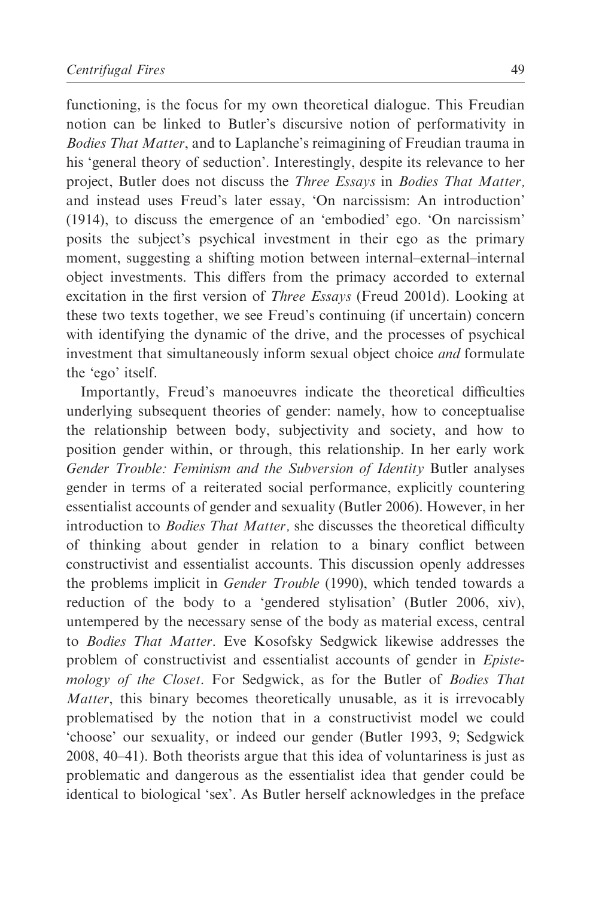functioning, is the focus for my own theoretical dialogue. This Freudian notion can be linked to Butler's discursive notion of performativity in *Bodies That Matter*, and to Laplanche's reimagining of Freudian trauma in his 'general theory of seduction'. Interestingly, despite its relevance to her project, Butler does not discuss the *Three Essays* in *Bodies That Matter,* and instead uses Freud's later essay, 'On narcissism: An introduction' (1914), to discuss the emergence of an 'embodied' ego. 'On narcissism' posits the subject's psychical investment in their ego as the primary moment, suggesting a shifting motion between internal–external–internal object investments. This differs from the primacy accorded to external excitation in the first version of *Three Essays* (Freud 2001d). Looking at these two texts together, we see Freud's continuing (if uncertain) concern with identifying the dynamic of the drive, and the processes of psychical investment that simultaneously inform sexual object choice *and* formulate the 'ego' itself.

Importantly, Freud's manoeuvres indicate the theoretical difficulties underlying subsequent theories of gender: namely, how to conceptualise the relationship between body, subjectivity and society, and how to position gender within, or through, this relationship. In her early work *Gender Trouble: Feminism and the Subversion of Identity* Butler analyses gender in terms of a reiterated social performance, explicitly countering essentialist accounts of gender and sexuality (Butler 2006). However, in her introduction to *Bodies That Matter,* she discusses the theoretical difficulty of thinking about gender in relation to a binary conflict between constructivist and essentialist accounts. This discussion openly addresses the problems implicit in *Gender Trouble* (1990), which tended towards a reduction of the body to a 'gendered stylisation' (Butler 2006, xiv), untempered by the necessary sense of the body as material excess, central to *Bodies That Matter*. Eve Kosofsky Sedgwick likewise addresses the problem of constructivist and essentialist accounts of gender in *Epistemology of the Closet*. For Sedgwick, as for the Butler of *Bodies That Matter*, this binary becomes theoretically unusable, as it is irrevocably problematised by the notion that in a constructivist model we could 'choose' our sexuality, or indeed our gender (Butler 1993, 9; Sedgwick 2008, 40–41). Both theorists argue that this idea of voluntariness is just as problematic and dangerous as the essentialist idea that gender could be identical to biological 'sex'. As Butler herself acknowledges in the preface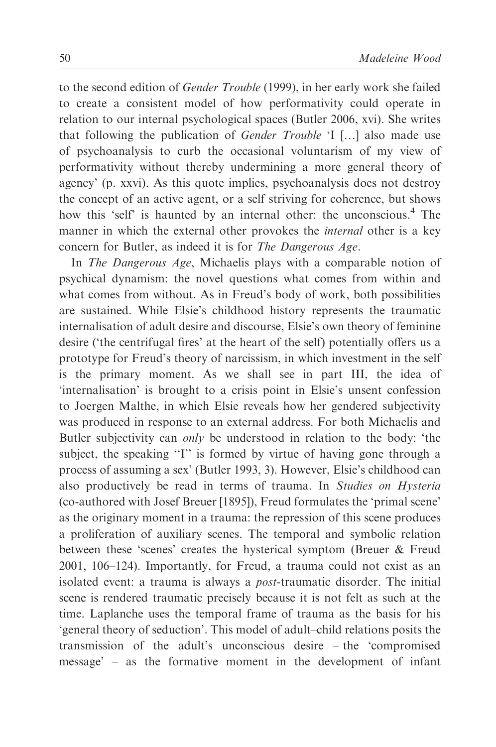to the second edition of *Gender Trouble* (1999), in her early work she failed to create a consistent model of how performativity could operate in relation to our internal psychological spaces (Butler 2006, xvi). She writes that following the publication of *Gender Trouble* 'I […] also made use of psychoanalysis to curb the occasional voluntarism of my view of performativity without thereby undermining a more general theory of agency' (p. xxvi). As this quote implies, psychoanalysis does not destroy the concept of an active agent, or a self striving for coherence, but shows how this 'self' is haunted by an internal other: the unconscious.[4] The manner in which the external other provokes the *internal* other is a key concern for Butler, as indeed it is for *The Dangerous Age*.

In *The Dangerous Age*, Michaelis plays with a comparable notion of psychical dynamism: the novel questions what comes from within and what comes from without. As in Freud's body of work, both possibilities are sustained. While Elsie's childhood history represents the traumatic internalisation of adult desire and discourse, Elsie's own theory of feminine desire ('the centrifugal fires' at the heart of the self) potentially offers us a prototype for Freud's theory of narcissism, in which investment in the self is the primary moment. As we shall see in part III, the idea of 'internalisation' is brought to a crisis point in Elsie's unsent confession to Joergen Malthe, in which Elsie reveals how her gendered subjectivity was produced in response to an external address. For both Michaelis and Butler subjectivity can *only* be understood in relation to the body: 'the subject, the speaking "I" is formed by virtue of having gone through a process of assuming a sex' (Butler 1993, 3). However, Elsie's childhood can also productively be read in terms of trauma. In *Studies on Hysteria* (co-authored with Josef Breuer [1895]), Freud formulates the 'primal scene' as the originary moment in a trauma: the repression of this scene produces a proliferation of auxiliary scenes. The temporal and symbolic relation between these 'scenes' creates the hysterical symptom (Breuer & Freud 2001, 106–124). Importantly, for Freud, a trauma could not exist as an isolated event: a trauma is always a *post*-traumatic disorder. The initial scene is rendered traumatic precisely because it is not felt as such at the time. Laplanche uses the temporal frame of trauma as the basis for his 'general theory of seduction'. This model of adult–child relations posits the transmission of the adult's unconscious desire – the 'compromised message' – as the formative moment in the development of infant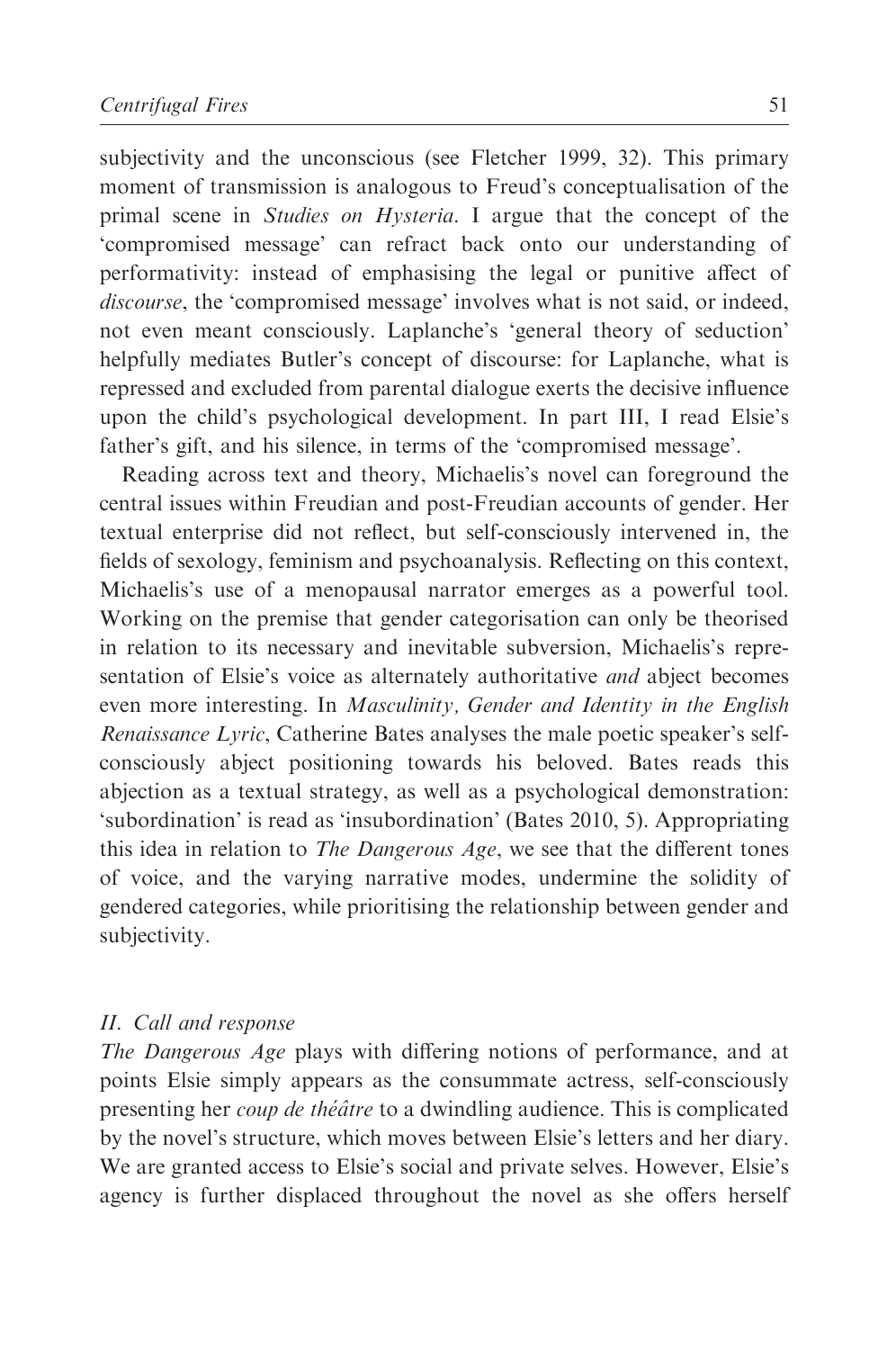subjectivity and the unconscious (see Fletcher 1999, 32). This primary moment of transmission is analogous to Freud's conceptualisation of the primal scene in *Studies on Hysteria*. I argue that the concept of the 'compromised message' can refract back onto our understanding of performativity: instead of emphasising the legal or punitive affect of *discourse*, the 'compromised message' involves what is not said, or indeed, not even meant consciously. Laplanche's 'general theory of seduction' helpfully mediates Butler's concept of discourse: for Laplanche, what is repressed and excluded from parental dialogue exerts the decisive influence upon the child's psychological development. In part III, I read Elsie's father's gift, and his silence, in terms of the 'compromised message'.

Reading across text and theory, Michaelis's novel can foreground the central issues within Freudian and post-Freudian accounts of gender. Her textual enterprise did not reflect, but self-consciously intervened in, the fields of sexology, feminism and psychoanalysis. Reflecting on this context, Michaelis's use of a menopausal narrator emerges as a powerful tool. Working on the premise that gender categorisation can only be theorised in relation to its necessary and inevitable subversion, Michaelis's representation of Elsie's voice as alternately authoritative *and* abject becomes even more interesting. In *Masculinity, Gender and Identity in the English Renaissance Lyric*, Catherine Bates analyses the male poetic speaker's self-consciously abject positioning towards his beloved. Bates reads this abjection as a textual strategy, as well as a psychological demonstration: 'subordination' is read as 'insubordination' (Bates 2010, 5). Appropriating this idea in relation to *The Dangerous Age*, we see that the different tones of voice, and the varying narrative modes, undermine the solidity of gendered categories, while prioritising the relationship between gender and subjectivity.

### *II. Call and response*

*The Dangerous Age* plays with differing notions of performance, and at points Elsie simply appears as the consummate actress, self-consciously presenting her *coup de théâtre* to a dwindling audience. This is complicated by the novel's structure, which moves between Elsie's letters and her diary. We are granted access to Elsie's social and private selves. However, Elsie's agency is further displaced throughout the novel as she offers herself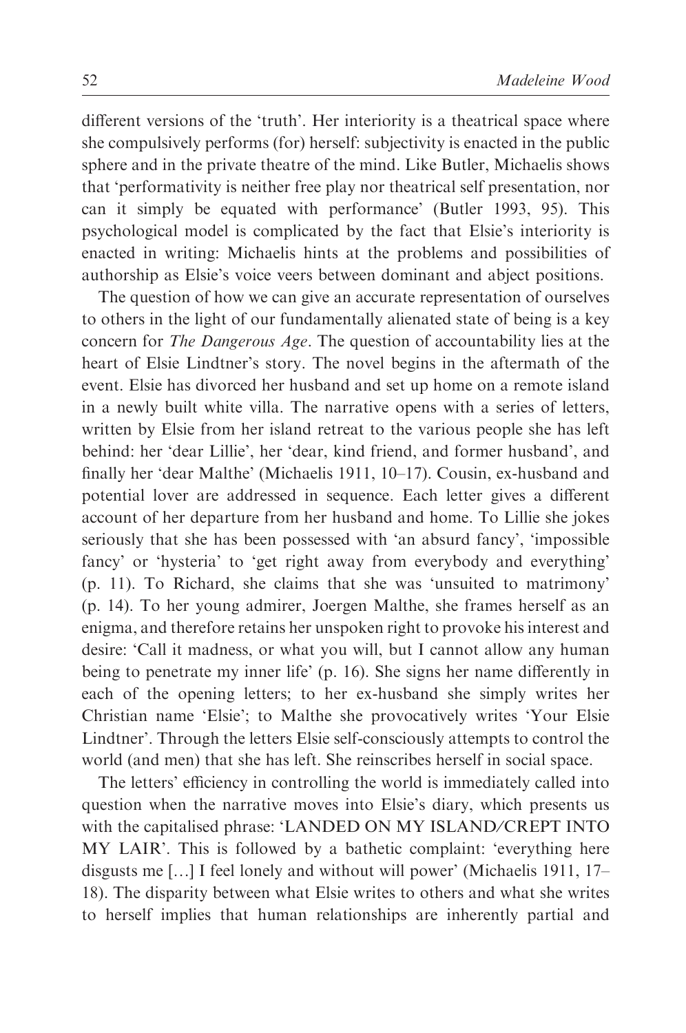different versions of the 'truth'. Her interiority is a theatrical space where she compulsively performs (for) herself: subjectivity is enacted in the public sphere and in the private theatre of the mind. Like Butler, Michaelis shows that 'performativity is neither free play nor theatrical self presentation, nor can it simply be equated with performance' (Butler 1993, 95). This psychological model is complicated by the fact that Elsie's interiority is enacted in writing: Michaelis hints at the problems and possibilities of authorship as Elsie's voice veers between dominant and abject positions.

The question of how we can give an accurate representation of ourselves to others in the light of our fundamentally alienated state of being is a key concern for *The Dangerous Age*. The question of accountability lies at the heart of Elsie Lindtner's story. The novel begins in the aftermath of the event. Elsie has divorced her husband and set up home on a remote island in a newly built white villa. The narrative opens with a series of letters, written by Elsie from her island retreat to the various people she has left behind: her 'dear Lillie', her 'dear, kind friend, and former husband', and finally her 'dear Malthe' (Michaelis 1911, 10–17). Cousin, ex-husband and potential lover are addressed in sequence. Each letter gives a different account of her departure from her husband and home. To Lillie she jokes seriously that she has been possessed with 'an absurd fancy', 'impossible fancy' or 'hysteria' to 'get right away from everybody and everything' (p. 11). To Richard, she claims that she was 'unsuited to matrimony' (p. 14). To her young admirer, Joergen Malthe, she frames herself as an enigma, and therefore retains her unspoken right to provoke his interest and desire: 'Call it madness, or what you will, but I cannot allow any human being to penetrate my inner life' (p. 16). She signs her name differently in each of the opening letters; to her ex-husband she simply writes her Christian name 'Elsie'; to Malthe she provocatively writes 'Your Elsie Lindtner'. Through the letters Elsie self-consciously attempts to control the world (and men) that she has left. She reinscribes herself in social space.

The letters' efficiency in controlling the world is immediately called into question when the narrative moves into Elsie's diary, which presents us with the capitalised phrase: 'LANDED ON MY ISLAND/CREPT INTO MY LAIR'. This is followed by a bathetic complaint: 'everything here disgusts me […] I feel lonely and without will power' (Michaelis 1911, 17–18). The disparity between what Elsie writes to others and what she writes to herself implies that human relationships are inherently partial and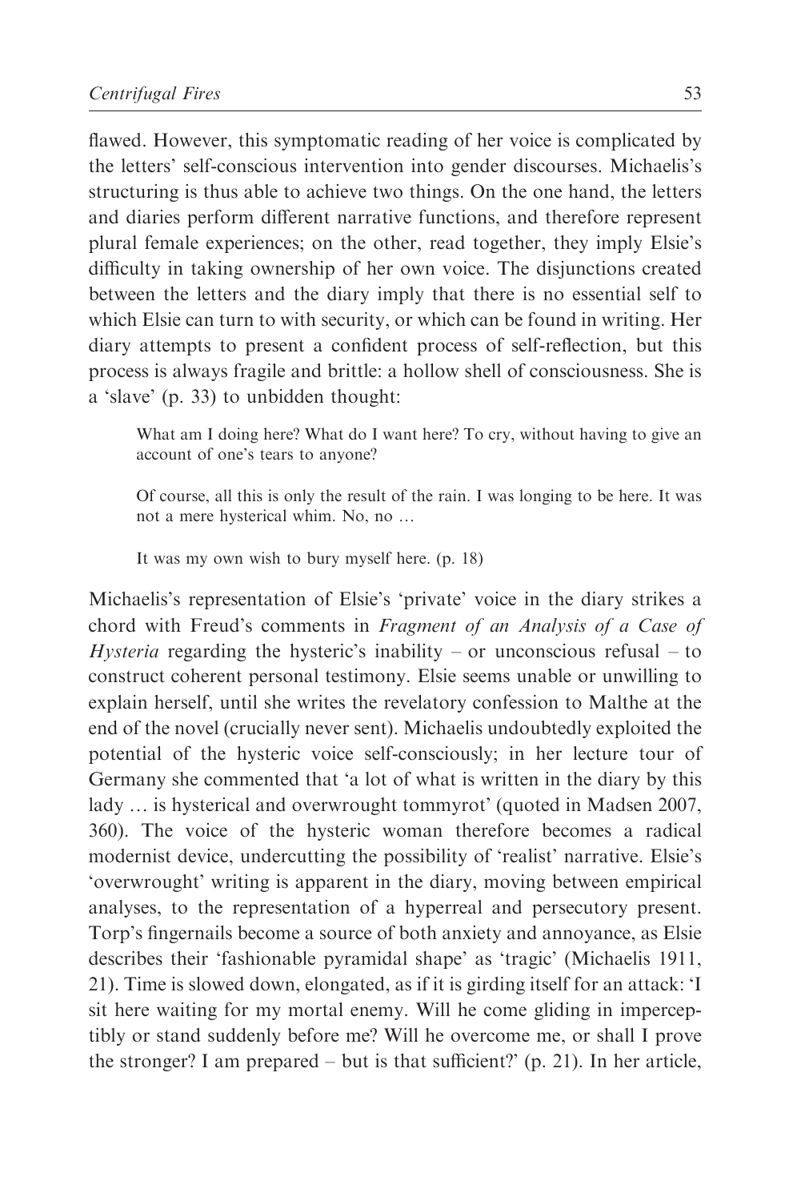flawed. However, this symptomatic reading of her voice is complicated by the letters' self-conscious intervention into gender discourses. Michaelis's structuring is thus able to achieve two things. On the one hand, the letters and diaries perform different narrative functions, and therefore represent plural female experiences; on the other, read together, they imply Elsie's difficulty in taking ownership of her own voice. The disjunctions created between the letters and the diary imply that there is no essential self to which Elsie can turn to with security, or which can be found in writing. Her diary attempts to present a confident process of self-reflection, but this process is always fragile and brittle: a hollow shell of consciousness. She is a 'slave' (p. 33) to unbidden thought:

> What am I doing here? What do I want here? To cry, without having to give an account of one's tears to anyone?
>
> Of course, all this is only the result of the rain. I was longing to be here. It was not a mere hysterical whim. No, no …
>
> It was my own wish to bury myself here. (p. 18)

Michaelis's representation of Elsie's 'private' voice in the diary strikes a chord with Freud's comments in *Fragment of an Analysis of a Case of Hysteria* regarding the hysteric's inability – or unconscious refusal – to construct coherent personal testimony. Elsie seems unable or unwilling to explain herself, until she writes the revelatory confession to Malthe at the end of the novel (crucially never sent). Michaelis undoubtedly exploited the potential of the hysteric voice self-consciously; in her lecture tour of Germany she commented that 'a lot of what is written in the diary by this lady … is hysterical and overwrought tommyrot' (quoted in Madsen 2007, 360). The voice of the hysteric woman therefore becomes a radical modernist device, undercutting the possibility of 'realist' narrative. Elsie's 'overwrought' writing is apparent in the diary, moving between empirical analyses, to the representation of a hyperreal and persecutory present. Torp's fingernails become a source of both anxiety and annoyance, as Elsie describes their 'fashionable pyramidal shape' as 'tragic' (Michaelis 1911, 21). Time is slowed down, elongated, as if it is girding itself for an attack: 'I sit here waiting for my mortal enemy. Will he come gliding in imperceptibly or stand suddenly before me? Will he overcome me, or shall I prove the stronger? I am prepared – but is that sufficient?' (p. 21). In her article,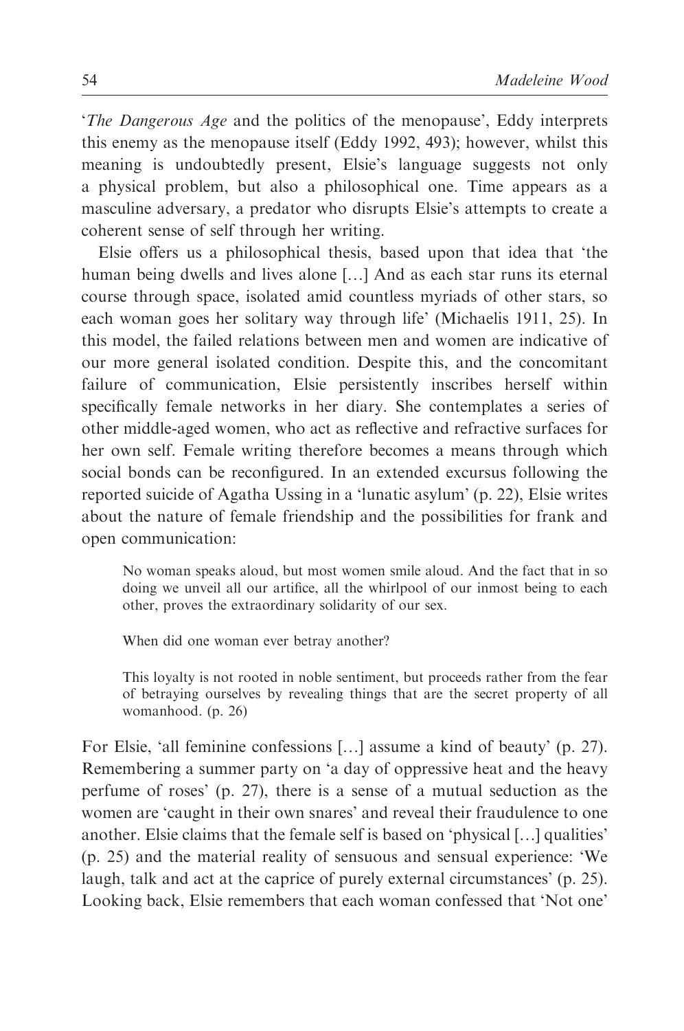'*The Dangerous Age* and the politics of the menopause', Eddy interprets this enemy as the menopause itself (Eddy 1992, 493); however, whilst this meaning is undoubtedly present, Elsie's language suggests not only a physical problem, but also a philosophical one. Time appears as a masculine adversary, a predator who disrupts Elsie's attempts to create a coherent sense of self through her writing.

Elsie offers us a philosophical thesis, based upon that idea that 'the human being dwells and lives alone [...] And as each star runs its eternal course through space, isolated amid countless myriads of other stars, so each woman goes her solitary way through life' (Michaelis 1911, 25). In this model, the failed relations between men and women are indicative of our more general isolated condition. Despite this, and the concomitant failure of communication, Elsie persistently inscribes herself within specifically female networks in her diary. She contemplates a series of other middle-aged women, who act as reflective and refractive surfaces for her own self. Female writing therefore becomes a means through which social bonds can be reconfigured. In an extended excursus following the reported suicide of Agatha Ussing in a 'lunatic asylum' (p. 22), Elsie writes about the nature of female friendship and the possibilities for frank and open communication:

> No woman speaks aloud, but most women smile aloud. And the fact that in so doing we unveil all our artifice, all the whirlpool of our inmost being to each other, proves the extraordinary solidarity of our sex.
>
> When did one woman ever betray another?
>
> This loyalty is not rooted in noble sentiment, but proceeds rather from the fear of betraying ourselves by revealing things that are the secret property of all womanhood. (p. 26)

For Elsie, 'all feminine confessions [...] assume a kind of beauty' (p. 27). Remembering a summer party on 'a day of oppressive heat and the heavy perfume of roses' (p. 27), there is a sense of a mutual seduction as the women are 'caught in their own snares' and reveal their fraudulence to one another. Elsie claims that the female self is based on 'physical [...] qualities' (p. 25) and the material reality of sensuous and sensual experience: 'We laugh, talk and act at the caprice of purely external circumstances' (p. 25). Looking back, Elsie remembers that each woman confessed that 'Not one'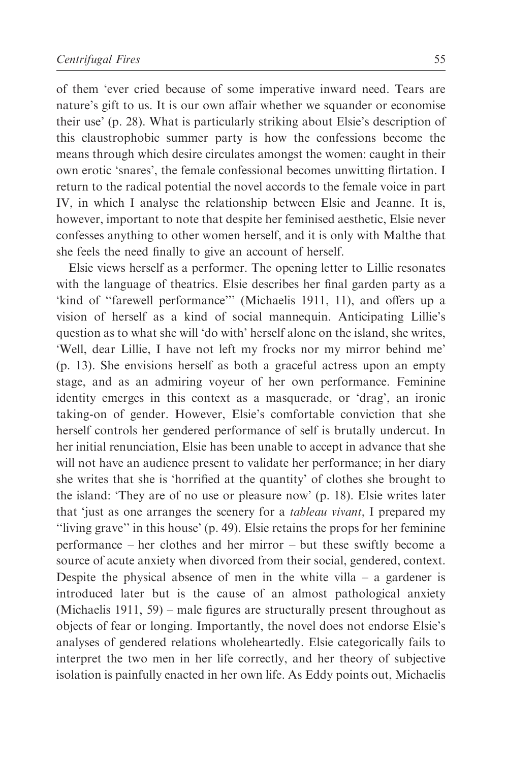of them 'ever cried because of some imperative inward need. Tears are nature's gift to us. It is our own affair whether we squander or economise their use' (p. 28). What is particularly striking about Elsie's description of this claustrophobic summer party is how the confessions become the means through which desire circulates amongst the women: caught in their own erotic 'snares', the female confessional becomes unwitting flirtation. I return to the radical potential the novel accords to the female voice in part IV, in which I analyse the relationship between Elsie and Jeanne. It is, however, important to note that despite her feminised aesthetic, Elsie never confesses anything to other women herself, and it is only with Malthe that she feels the need finally to give an account of herself.

Elsie views herself as a performer. The opening letter to Lillie resonates with the language of theatrics. Elsie describes her final garden party as a 'kind of "farewell performance"' (Michaelis 1911, 11), and offers up a vision of herself as a kind of social mannequin. Anticipating Lillie's question as to what she will 'do with' herself alone on the island, she writes, 'Well, dear Lillie, I have not left my frocks nor my mirror behind me' (p. 13). She envisions herself as both a graceful actress upon an empty stage, and as an admiring voyeur of her own performance. Feminine identity emerges in this context as a masquerade, or 'drag', an ironic taking-on of gender. However, Elsie's comfortable conviction that she herself controls her gendered performance of self is brutally undercut. In her initial renunciation, Elsie has been unable to accept in advance that she will not have an audience present to validate her performance; in her diary she writes that she is 'horrified at the quantity' of clothes she brought to the island: 'They are of no use or pleasure now' (p. 18). Elsie writes later that 'just as one arranges the scenery for a *tableau vivant*, I prepared my "living grave" in this house' (p. 49). Elsie retains the props for her feminine performance – her clothes and her mirror – but these swiftly become a source of acute anxiety when divorced from their social, gendered, context. Despite the physical absence of men in the white villa – a gardener is introduced later but is the cause of an almost pathological anxiety (Michaelis 1911, 59) – male figures are structurally present throughout as objects of fear or longing. Importantly, the novel does not endorse Elsie's analyses of gendered relations wholeheartedly. Elsie categorically fails to interpret the two men in her life correctly, and her theory of subjective isolation is painfully enacted in her own life. As Eddy points out, Michaelis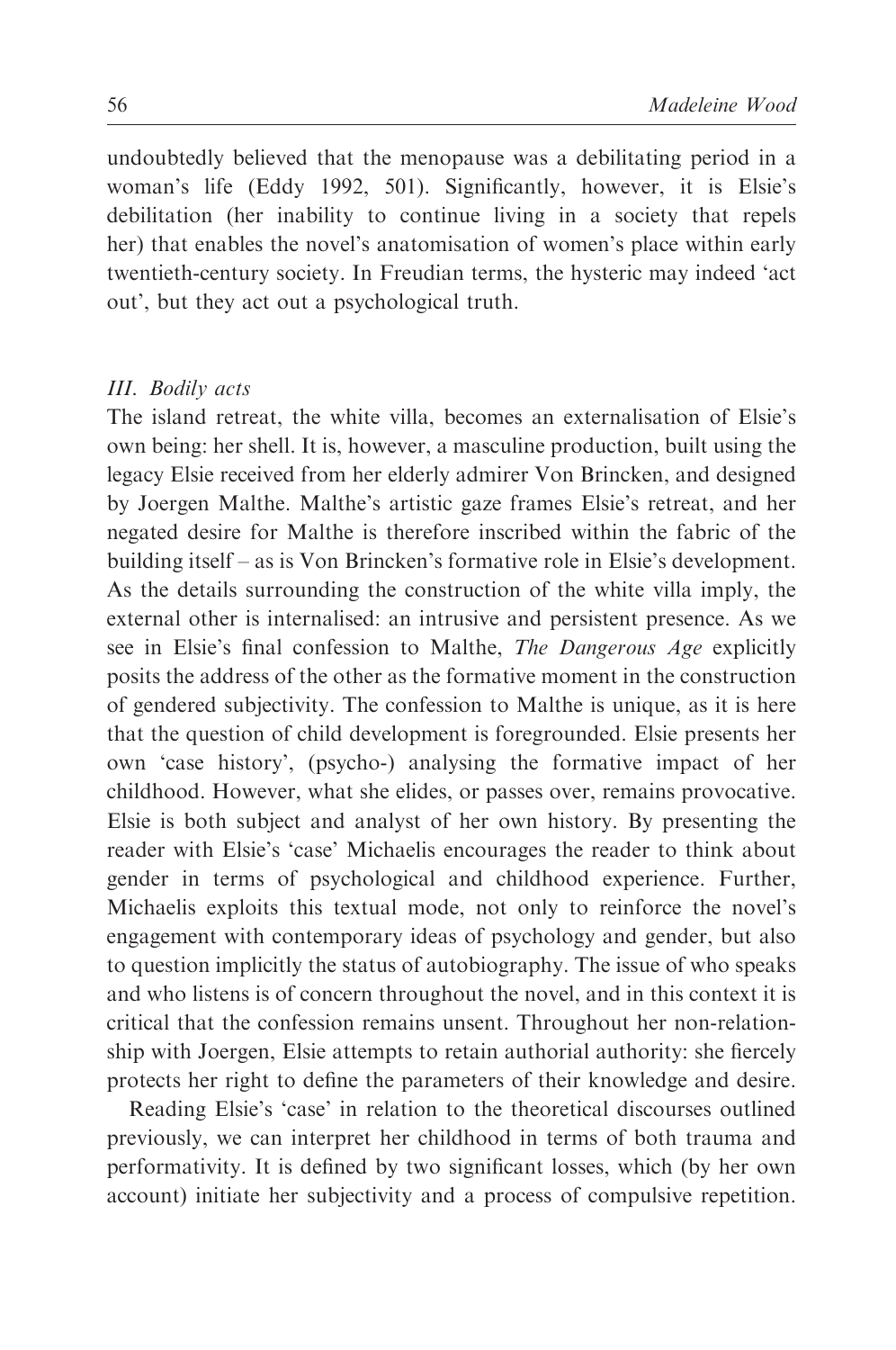undoubtedly believed that the menopause was a debilitating period in a woman's life (Eddy 1992, 501). Significantly, however, it is Elsie's debilitation (her inability to continue living in a society that repels her) that enables the novel's anatomisation of women's place within early twentieth-century society. In Freudian terms, the hysteric may indeed 'act out', but they act out a psychological truth.

### *III. Bodily acts*

The island retreat, the white villa, becomes an externalisation of Elsie's own being: her shell. It is, however, a masculine production, built using the legacy Elsie received from her elderly admirer Von Brincken, and designed by Joergen Malthe. Malthe's artistic gaze frames Elsie's retreat, and her negated desire for Malthe is therefore inscribed within the fabric of the building itself – as is Von Brincken's formative role in Elsie's development. As the details surrounding the construction of the white villa imply, the external other is internalised: an intrusive and persistent presence. As we see in Elsie's final confession to Malthe, *The Dangerous Age* explicitly posits the address of the other as the formative moment in the construction of gendered subjectivity. The confession to Malthe is unique, as it is here that the question of child development is foregrounded. Elsie presents her own 'case history', (psycho-) analysing the formative impact of her childhood. However, what she elides, or passes over, remains provocative. Elsie is both subject and analyst of her own history. By presenting the reader with Elsie's 'case' Michaelis encourages the reader to think about gender in terms of psychological and childhood experience. Further, Michaelis exploits this textual mode, not only to reinforce the novel's engagement with contemporary ideas of psychology and gender, but also to question implicitly the status of autobiography. The issue of who speaks and who listens is of concern throughout the novel, and in this context it is critical that the confession remains unsent. Throughout her non-relationship with Joergen, Elsie attempts to retain authorial authority: she fiercely protects her right to define the parameters of their knowledge and desire.

Reading Elsie's 'case' in relation to the theoretical discourses outlined previously, we can interpret her childhood in terms of both trauma and performativity. It is defined by two significant losses, which (by her own account) initiate her subjectivity and a process of compulsive repetition.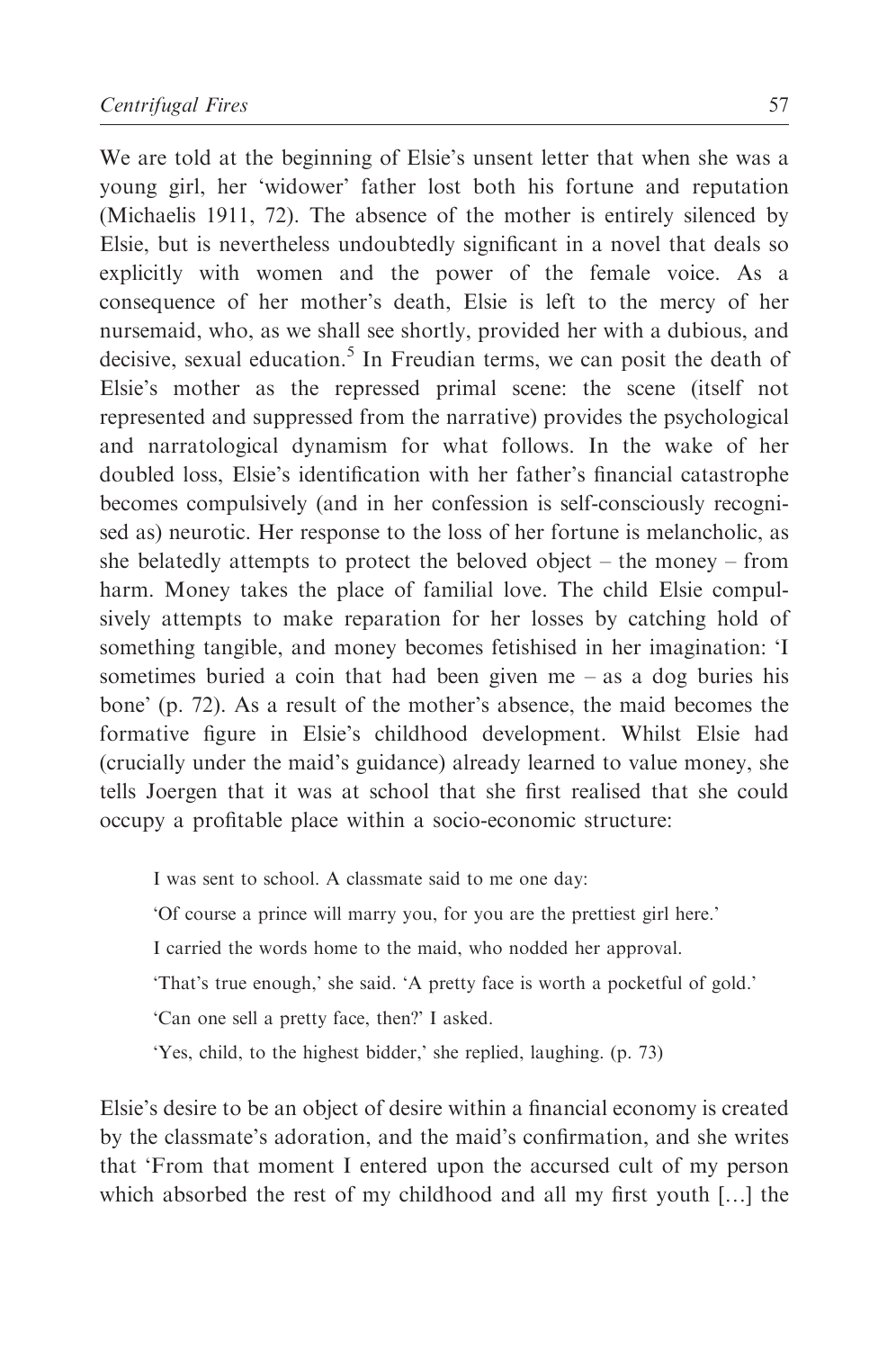We are told at the beginning of Elsie's unsent letter that when she was a young girl, her 'widower' father lost both his fortune and reputation (Michaelis 1911, 72). The absence of the mother is entirely silenced by Elsie, but is nevertheless undoubtedly significant in a novel that deals so explicitly with women and the power of the female voice. As a consequence of her mother's death, Elsie is left to the mercy of her nursemaid, who, as we shall see shortly, provided her with a dubious, and decisive, sexual education.[5] In Freudian terms, we can posit the death of Elsie's mother as the repressed primal scene: the scene (itself not represented and suppressed from the narrative) provides the psychological and narratological dynamism for what follows. In the wake of her doubled loss, Elsie's identification with her father's financial catastrophe becomes compulsively (and in her confession is self-consciously recognised as) neurotic. Her response to the loss of her fortune is melancholic, as she belatedly attempts to protect the beloved object – the money – from harm. Money takes the place of familial love. The child Elsie compulsively attempts to make reparation for her losses by catching hold of something tangible, and money becomes fetishised in her imagination: 'I sometimes buried a coin that had been given me – as a dog buries his bone' (p. 72). As a result of the mother's absence, the maid becomes the formative figure in Elsie's childhood development. Whilst Elsie had (crucially under the maid's guidance) already learned to value money, she tells Joergen that it was at school that she first realised that she could occupy a profitable place within a socio-economic structure:

> I was sent to school. A classmate said to me one day:
>
> 'Of course a prince will marry you, for you are the prettiest girl here.'
>
> I carried the words home to the maid, who nodded her approval.
>
> 'That's true enough,' she said. 'A pretty face is worth a pocketful of gold.'
>
> 'Can one sell a pretty face, then?' I asked.
>
> 'Yes, child, to the highest bidder,' she replied, laughing. (p. 73)

Elsie's desire to be an object of desire within a financial economy is created by the classmate's adoration, and the maid's confirmation, and she writes that 'From that moment I entered upon the accursed cult of my person which absorbed the rest of my childhood and all my first youth […] the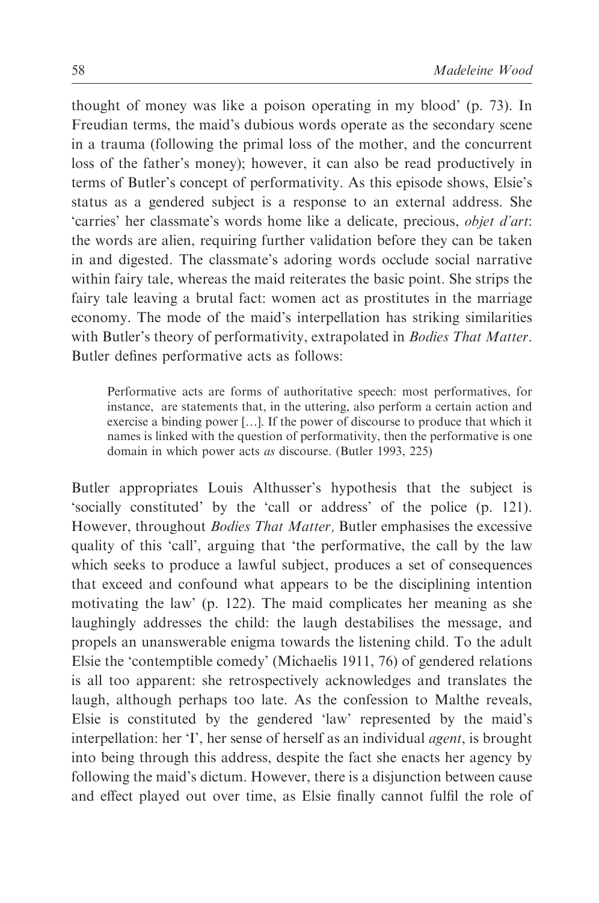thought of money was like a poison operating in my blood' (p. 73). In Freudian terms, the maid's dubious words operate as the secondary scene in a trauma (following the primal loss of the mother, and the concurrent loss of the father's money); however, it can also be read productively in terms of Butler's concept of performativity. As this episode shows, Elsie's status as a gendered subject is a response to an external address. She 'carries' her classmate's words home like a delicate, precious, *objet d'art*: the words are alien, requiring further validation before they can be taken in and digested. The classmate's adoring words occlude social narrative within fairy tale, whereas the maid reiterates the basic point. She strips the fairy tale leaving a brutal fact: women act as prostitutes in the marriage economy. The mode of the maid's interpellation has striking similarities with Butler's theory of performativity, extrapolated in *Bodies That Matter*. Butler defines performative acts as follows:

> Performative acts are forms of authoritative speech: most performatives, for instance, are statements that, in the uttering, also perform a certain action and exercise a binding power […]. If the power of discourse to produce that which it names is linked with the question of performativity, then the performative is one domain in which power acts *as* discourse. (Butler 1993, 225)

Butler appropriates Louis Althusser's hypothesis that the subject is 'socially constituted' by the 'call or address' of the police (p. 121). However, throughout *Bodies That Matter,* Butler emphasises the excessive quality of this 'call', arguing that 'the performative, the call by the law which seeks to produce a lawful subject, produces a set of consequences that exceed and confound what appears to be the disciplining intention motivating the law' (p. 122). The maid complicates her meaning as she laughingly addresses the child: the laugh destabilises the message, and propels an unanswerable enigma towards the listening child. To the adult Elsie the 'contemptible comedy' (Michaelis 1911, 76) of gendered relations is all too apparent: she retrospectively acknowledges and translates the laugh, although perhaps too late. As the confession to Malthe reveals, Elsie is constituted by the gendered 'law' represented by the maid's interpellation: her 'I', her sense of herself as an individual *agent*, is brought into being through this address, despite the fact she enacts her agency by following the maid's dictum. However, there is a disjunction between cause and effect played out over time, as Elsie finally cannot fulfil the role of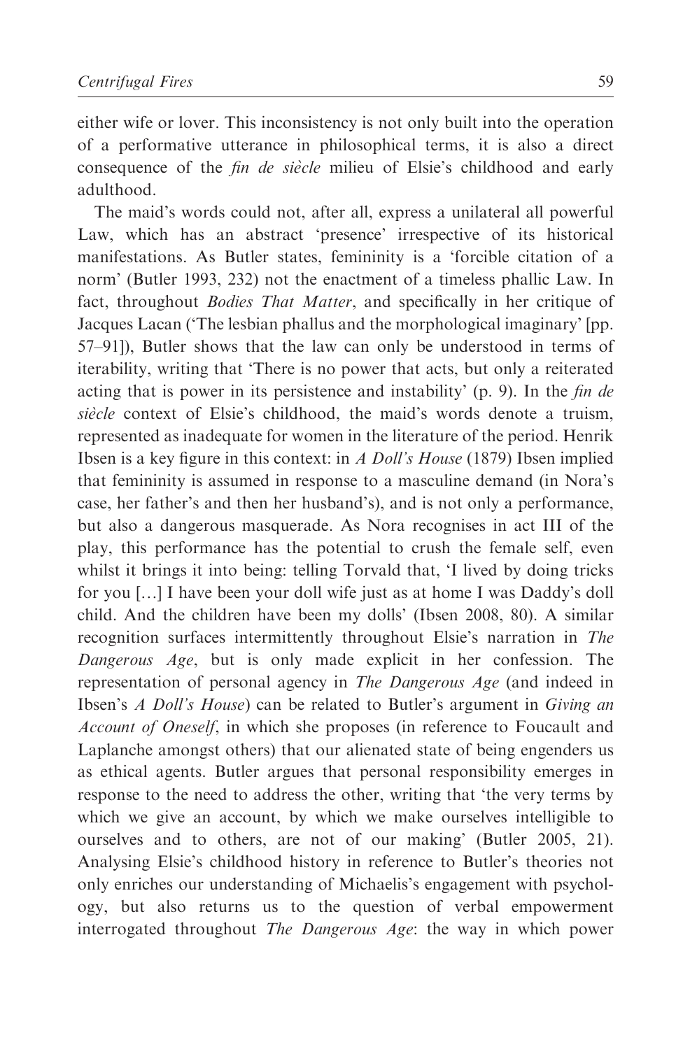either wife or lover. This inconsistency is not only built into the operation of a performative utterance in philosophical terms, it is also a direct consequence of the *fin de siècle* milieu of Elsie's childhood and early adulthood.

The maid's words could not, after all, express a unilateral all powerful Law, which has an abstract 'presence' irrespective of its historical manifestations. As Butler states, femininity is a 'forcible citation of a norm' (Butler 1993, 232) not the enactment of a timeless phallic Law. In fact, throughout *Bodies That Matter*, and specifically in her critique of Jacques Lacan ('The lesbian phallus and the morphological imaginary' [pp. 57–91]), Butler shows that the law can only be understood in terms of iterability, writing that 'There is no power that acts, but only a reiterated acting that is power in its persistence and instability' (p. 9). In the *fin de siècle* context of Elsie's childhood, the maid's words denote a truism, represented as inadequate for women in the literature of the period. Henrik Ibsen is a key figure in this context: in *A Doll's House* (1879) Ibsen implied that femininity is assumed in response to a masculine demand (in Nora's case, her father's and then her husband's), and is not only a performance, but also a dangerous masquerade. As Nora recognises in act III of the play, this performance has the potential to crush the female self, even whilst it brings it into being: telling Torvald that, 'I lived by doing tricks for you […] I have been your doll wife just as at home I was Daddy's doll child. And the children have been my dolls' (Ibsen 2008, 80). A similar recognition surfaces intermittently throughout Elsie's narration in *The Dangerous Age*, but is only made explicit in her confession. The representation of personal agency in *The Dangerous Age* (and indeed in Ibsen's *A Doll's House*) can be related to Butler's argument in *Giving an Account of Oneself*, in which she proposes (in reference to Foucault and Laplanche amongst others) that our alienated state of being engenders us as ethical agents. Butler argues that personal responsibility emerges in response to the need to address the other, writing that 'the very terms by which we give an account, by which we make ourselves intelligible to ourselves and to others, are not of our making' (Butler 2005, 21). Analysing Elsie's childhood history in reference to Butler's theories not only enriches our understanding of Michaelis's engagement with psychology, but also returns us to the question of verbal empowerment interrogated throughout *The Dangerous Age*: the way in which power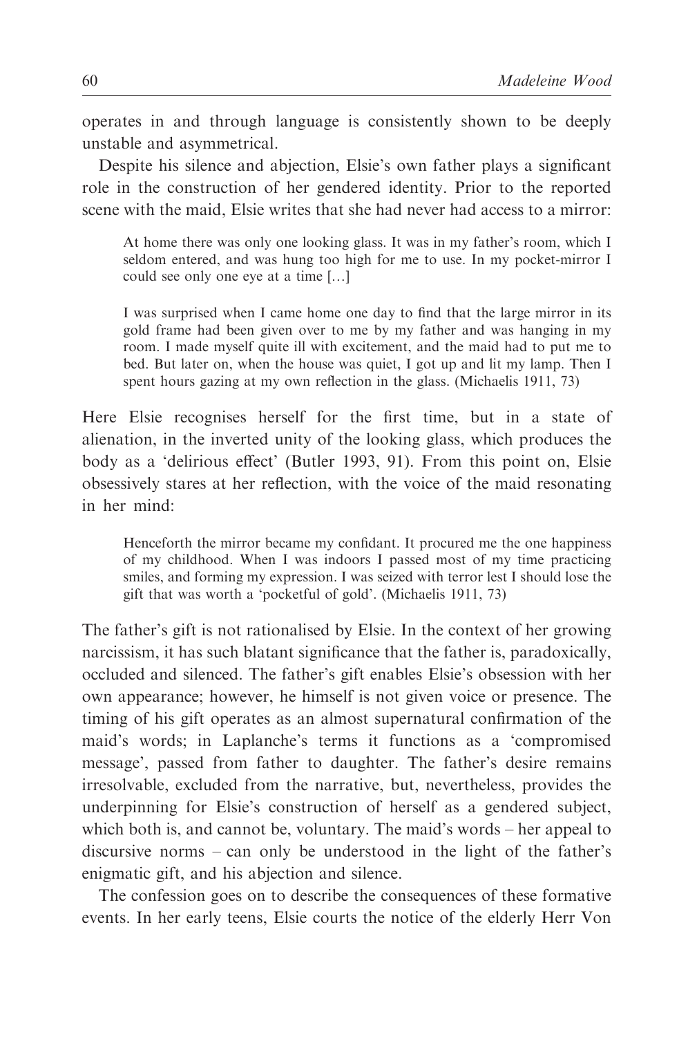operates in and through language is consistently shown to be deeply unstable and asymmetrical.

Despite his silence and abjection, Elsie's own father plays a significant role in the construction of her gendered identity. Prior to the reported scene with the maid, Elsie writes that she had never had access to a mirror:

> At home there was only one looking glass. It was in my father's room, which I seldom entered, and was hung too high for me to use. In my pocket-mirror I could see only one eye at a time […]
>
> I was surprised when I came home one day to find that the large mirror in its gold frame had been given over to me by my father and was hanging in my room. I made myself quite ill with excitement, and the maid had to put me to bed. But later on, when the house was quiet, I got up and lit my lamp. Then I spent hours gazing at my own reflection in the glass. (Michaelis 1911, 73)

Here Elsie recognises herself for the first time, but in a state of alienation, in the inverted unity of the looking glass, which produces the body as a 'delirious effect' (Butler 1993, 91). From this point on, Elsie obsessively stares at her reflection, with the voice of the maid resonating in her mind:

> Henceforth the mirror became my confidant. It procured me the one happiness of my childhood. When I was indoors I passed most of my time practicing smiles, and forming my expression. I was seized with terror lest I should lose the gift that was worth a 'pocketful of gold'. (Michaelis 1911, 73)

The father's gift is not rationalised by Elsie. In the context of her growing narcissism, it has such blatant significance that the father is, paradoxically, occluded and silenced. The father's gift enables Elsie's obsession with her own appearance; however, he himself is not given voice or presence. The timing of his gift operates as an almost supernatural confirmation of the maid's words; in Laplanche's terms it functions as a 'compromised message', passed from father to daughter. The father's desire remains irresolvable, excluded from the narrative, but, nevertheless, provides the underpinning for Elsie's construction of herself as a gendered subject, which both is, and cannot be, voluntary. The maid's words – her appeal to discursive norms – can only be understood in the light of the father's enigmatic gift, and his abjection and silence.

The confession goes on to describe the consequences of these formative events. In her early teens, Elsie courts the notice of the elderly Herr Von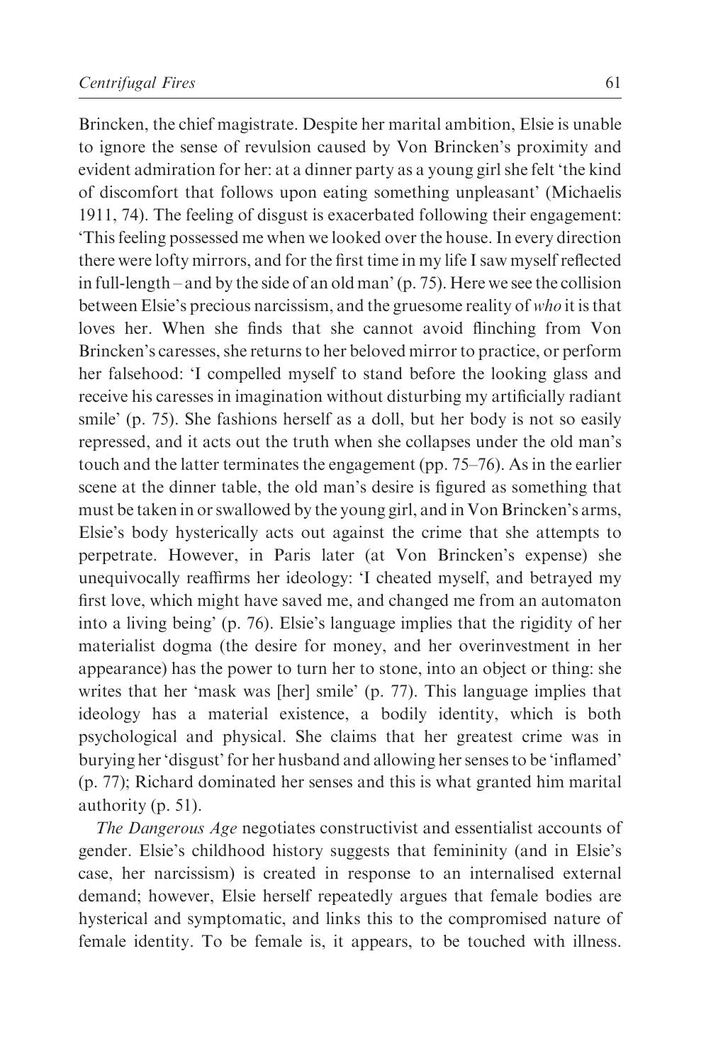Brincken, the chief magistrate. Despite her marital ambition, Elsie is unable to ignore the sense of revulsion caused by Von Brincken's proximity and evident admiration for her: at a dinner party as a young girl she felt 'the kind of discomfort that follows upon eating something unpleasant' (Michaelis 1911, 74). The feeling of disgust is exacerbated following their engagement: 'This feeling possessed me when we looked over the house. In every direction there were lofty mirrors, and for the first time in my life I saw myself reflected in full-length – and by the side of an old man' (p. 75). Here we see the collision between Elsie's precious narcissism, and the gruesome reality of *who* it is that loves her. When she finds that she cannot avoid flinching from Von Brincken's caresses, she returns to her beloved mirror to practice, or perform her falsehood: 'I compelled myself to stand before the looking glass and receive his caresses in imagination without disturbing my artificially radiant smile' (p. 75). She fashions herself as a doll, but her body is not so easily repressed, and it acts out the truth when she collapses under the old man's touch and the latter terminates the engagement (pp. 75–76). As in the earlier scene at the dinner table, the old man's desire is figured as something that must be taken in or swallowed by the young girl, and in Von Brincken's arms, Elsie's body hysterically acts out against the crime that she attempts to perpetrate. However, in Paris later (at Von Brincken's expense) she unequivocally reaffirms her ideology: 'I cheated myself, and betrayed my first love, which might have saved me, and changed me from an automaton into a living being' (p. 76). Elsie's language implies that the rigidity of her materialist dogma (the desire for money, and her overinvestment in her appearance) has the power to turn her to stone, into an object or thing: she writes that her 'mask was [her] smile' (p. 77). This language implies that ideology has a material existence, a bodily identity, which is both psychological and physical. She claims that her greatest crime was in burying her 'disgust' for her husband and allowing her senses to be 'inflamed' (p. 77); Richard dominated her senses and this is what granted him marital authority (p. 51).

*The Dangerous Age* negotiates constructivist and essentialist accounts of gender. Elsie's childhood history suggests that femininity (and in Elsie's case, her narcissism) is created in response to an internalised external demand; however, Elsie herself repeatedly argues that female bodies are hysterical and symptomatic, and links this to the compromised nature of female identity. To be female is, it appears, to be touched with illness.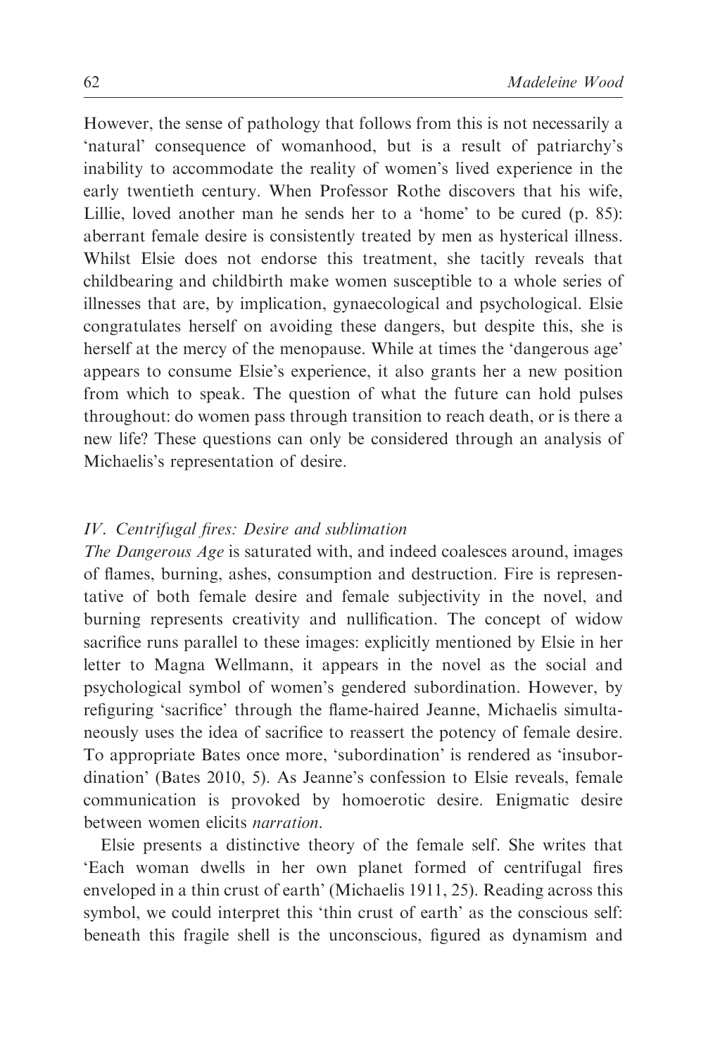However, the sense of pathology that follows from this is not necessarily a 'natural' consequence of womanhood, but is a result of patriarchy's inability to accommodate the reality of women's lived experience in the early twentieth century. When Professor Rothe discovers that his wife, Lillie, loved another man he sends her to a 'home' to be cured (p. 85): aberrant female desire is consistently treated by men as hysterical illness. Whilst Elsie does not endorse this treatment, she tacitly reveals that childbearing and childbirth make women susceptible to a whole series of illnesses that are, by implication, gynaecological and psychological. Elsie congratulates herself on avoiding these dangers, but despite this, she is herself at the mercy of the menopause. While at times the 'dangerous age' appears to consume Elsie's experience, it also grants her a new position from which to speak. The question of what the future can hold pulses throughout: do women pass through transition to reach death, or is there a new life? These questions can only be considered through an analysis of Michaelis's representation of desire.

### *IV. Centrifugal fires: Desire and sublimation*

*The Dangerous Age* is saturated with, and indeed coalesces around, images of flames, burning, ashes, consumption and destruction. Fire is representative of both female desire and female subjectivity in the novel, and burning represents creativity and nullification. The concept of widow sacrifice runs parallel to these images: explicitly mentioned by Elsie in her letter to Magna Wellmann, it appears in the novel as the social and psychological symbol of women's gendered subordination. However, by refiguring 'sacrifice' through the flame-haired Jeanne, Michaelis simultaneously uses the idea of sacrifice to reassert the potency of female desire. To appropriate Bates once more, 'subordination' is rendered as 'insubordination' (Bates 2010, 5). As Jeanne's confession to Elsie reveals, female communication is provoked by homoerotic desire. Enigmatic desire between women elicits *narration*.

Elsie presents a distinctive theory of the female self. She writes that 'Each woman dwells in her own planet formed of centrifugal fires enveloped in a thin crust of earth' (Michaelis 1911, 25). Reading across this symbol, we could interpret this 'thin crust of earth' as the conscious self: beneath this fragile shell is the unconscious, figured as dynamism and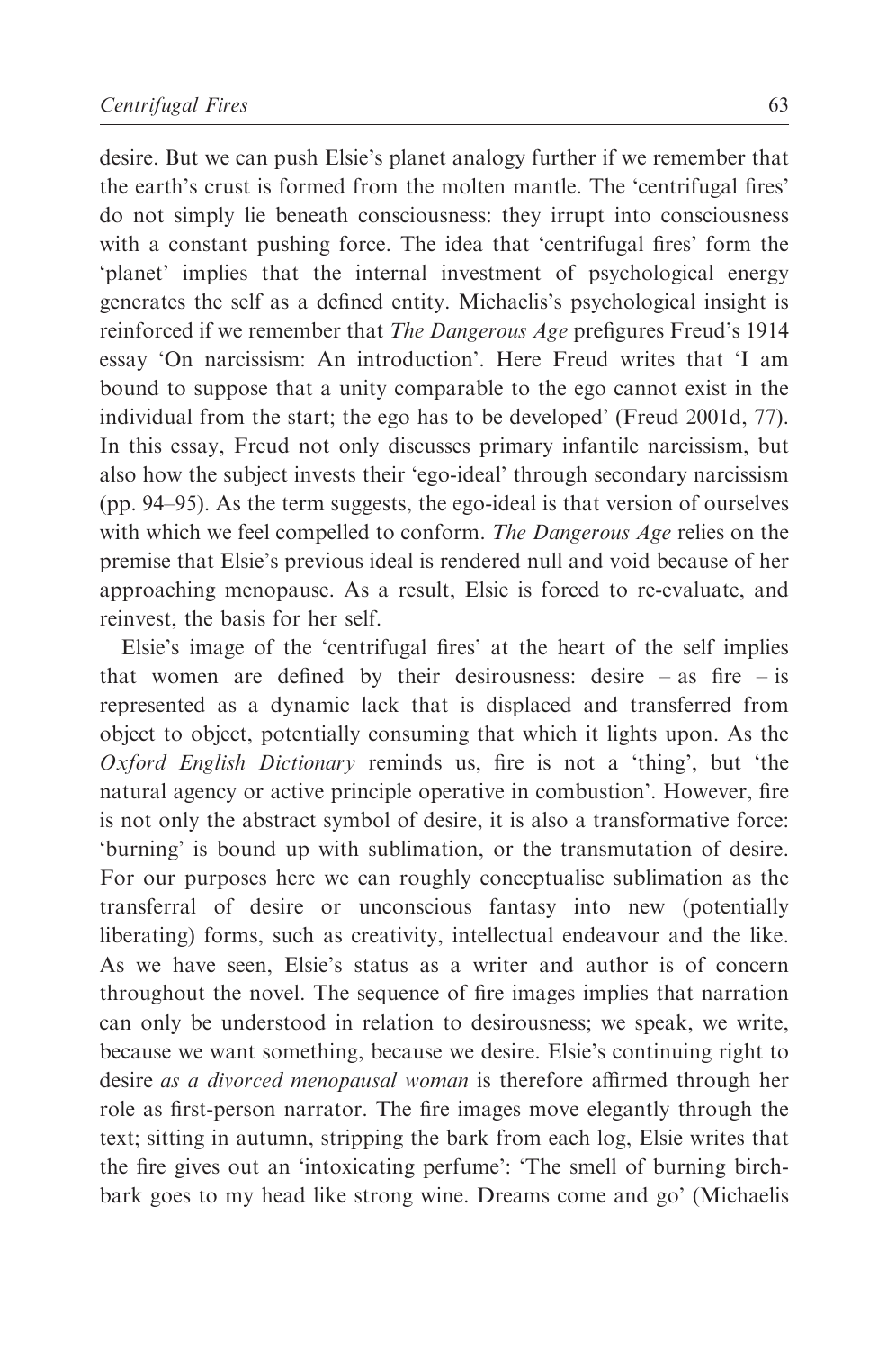desire. But we can push Elsie's planet analogy further if we remember that the earth's crust is formed from the molten mantle. The 'centrifugal fires' do not simply lie beneath consciousness: they irrupt into consciousness with a constant pushing force. The idea that 'centrifugal fires' form the 'planet' implies that the internal investment of psychological energy generates the self as a defined entity. Michaelis's psychological insight is reinforced if we remember that *The Dangerous Age* prefigures Freud's 1914 essay 'On narcissism: An introduction'. Here Freud writes that 'I am bound to suppose that a unity comparable to the ego cannot exist in the individual from the start; the ego has to be developed' (Freud 2001d, 77). In this essay, Freud not only discusses primary infantile narcissism, but also how the subject invests their 'ego-ideal' through secondary narcissism (pp. 94–95). As the term suggests, the ego-ideal is that version of ourselves with which we feel compelled to conform. *The Dangerous Age* relies on the premise that Elsie's previous ideal is rendered null and void because of her approaching menopause. As a result, Elsie is forced to re-evaluate, and reinvest, the basis for her self.

Elsie's image of the 'centrifugal fires' at the heart of the self implies that women are defined by their desirousness: desire – as fire – is represented as a dynamic lack that is displaced and transferred from object to object, potentially consuming that which it lights upon. As the *Oxford English Dictionary* reminds us, fire is not a 'thing', but 'the natural agency or active principle operative in combustion'. However, fire is not only the abstract symbol of desire, it is also a transformative force: 'burning' is bound up with sublimation, or the transmutation of desire. For our purposes here we can roughly conceptualise sublimation as the transferral of desire or unconscious fantasy into new (potentially liberating) forms, such as creativity, intellectual endeavour and the like. As we have seen, Elsie's status as a writer and author is of concern throughout the novel. The sequence of fire images implies that narration can only be understood in relation to desirousness; we speak, we write, because we want something, because we desire. Elsie's continuing right to desire *as a divorced menopausal woman* is therefore affirmed through her role as first-person narrator. The fire images move elegantly through the text; sitting in autumn, stripping the bark from each log, Elsie writes that the fire gives out an 'intoxicating perfume': 'The smell of burning birch-bark goes to my head like strong wine. Dreams come and go' (Michaelis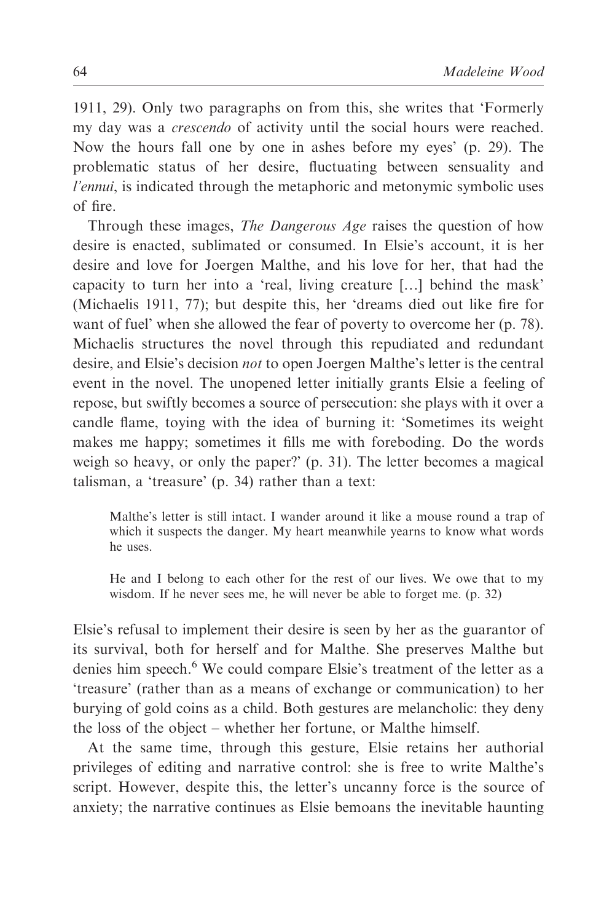1911, 29). Only two paragraphs on from this, she writes that 'Formerly my day was a *crescendo* of activity until the social hours were reached. Now the hours fall one by one in ashes before my eyes' (p. 29). The problematic status of her desire, fluctuating between sensuality and *l'ennui*, is indicated through the metaphoric and metonymic symbolic uses of fire.

Through these images, *The Dangerous Age* raises the question of how desire is enacted, sublimated or consumed. In Elsie's account, it is her desire and love for Joergen Malthe, and his love for her, that had the capacity to turn her into a 'real, living creature […] behind the mask' (Michaelis 1911, 77); but despite this, her 'dreams died out like fire for want of fuel' when she allowed the fear of poverty to overcome her (p. 78). Michaelis structures the novel through this repudiated and redundant desire, and Elsie's decision *not* to open Joergen Malthe's letter is the central event in the novel. The unopened letter initially grants Elsie a feeling of repose, but swiftly becomes a source of persecution: she plays with it over a candle flame, toying with the idea of burning it: 'Sometimes its weight makes me happy; sometimes it fills me with foreboding. Do the words weigh so heavy, or only the paper?' (p. 31). The letter becomes a magical talisman, a 'treasure' (p. 34) rather than a text:

> Malthe's letter is still intact. I wander around it like a mouse round a trap of which it suspects the danger. My heart meanwhile yearns to know what words he uses.
>
> He and I belong to each other for the rest of our lives. We owe that to my wisdom. If he never sees me, he will never be able to forget me. (p. 32)

Elsie's refusal to implement their desire is seen by her as the guarantor of its survival, both for herself and for Malthe. She preserves Malthe but denies him speech.[6] We could compare Elsie's treatment of the letter as a 'treasure' (rather than as a means of exchange or communication) to her burying of gold coins as a child. Both gestures are melancholic: they deny the loss of the object – whether her fortune, or Malthe himself.

At the same time, through this gesture, Elsie retains her authorial privileges of editing and narrative control: she is free to write Malthe's script. However, despite this, the letter's uncanny force is the source of anxiety; the narrative continues as Elsie bemoans the inevitable haunting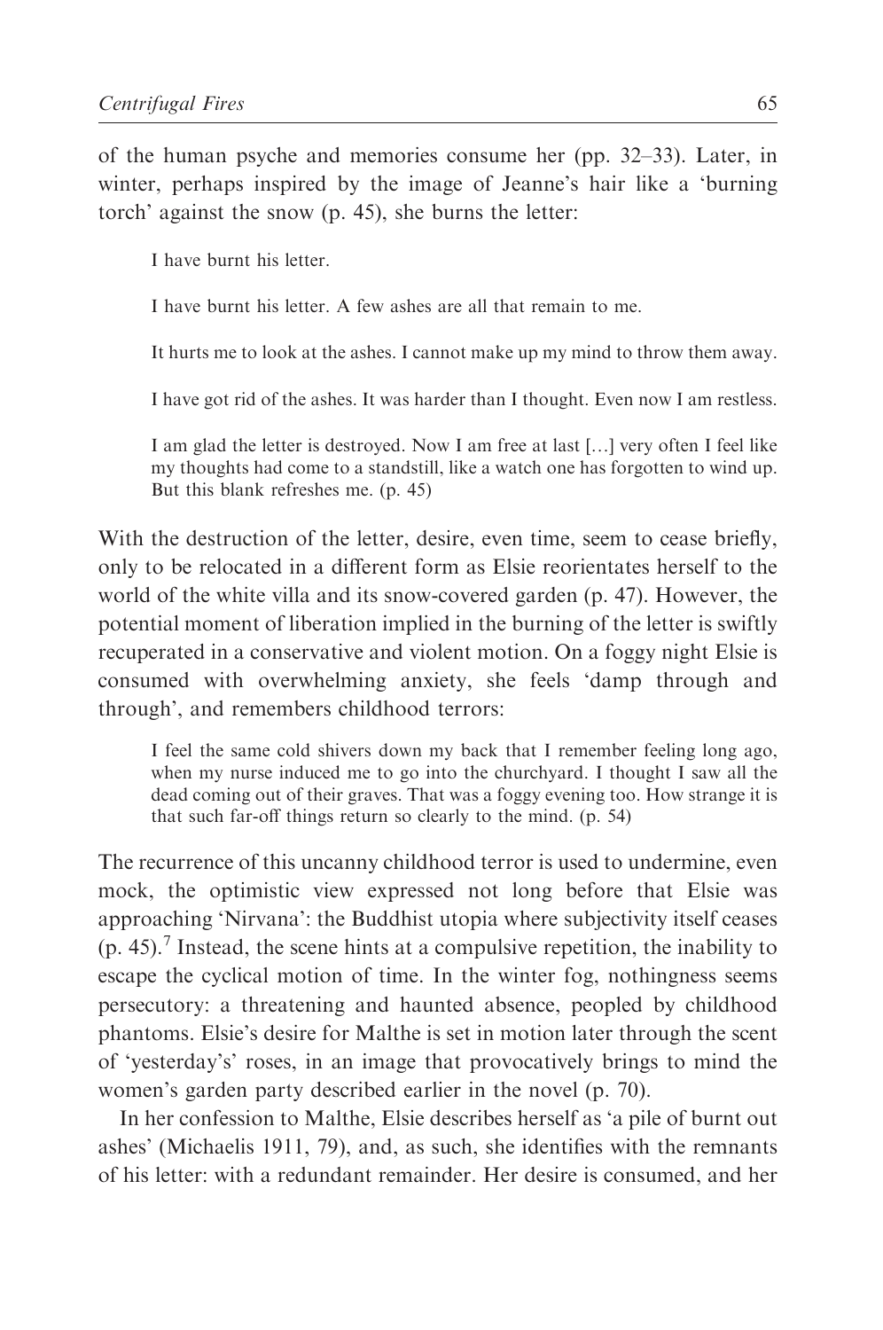of the human psyche and memories consume her (pp. 32–33). Later, in winter, perhaps inspired by the image of Jeanne's hair like a 'burning torch' against the snow (p. 45), she burns the letter:

> I have burnt his letter.
>
> I have burnt his letter. A few ashes are all that remain to me.
>
> It hurts me to look at the ashes. I cannot make up my mind to throw them away.
>
> I have got rid of the ashes. It was harder than I thought. Even now I am restless.
>
> I am glad the letter is destroyed. Now I am free at last […] very often I feel like my thoughts had come to a standstill, like a watch one has forgotten to wind up. But this blank refreshes me. (p. 45)

With the destruction of the letter, desire, even time, seem to cease briefly, only to be relocated in a different form as Elsie reorientates herself to the world of the white villa and its snow-covered garden (p. 47). However, the potential moment of liberation implied in the burning of the letter is swiftly recuperated in a conservative and violent motion. On a foggy night Elsie is consumed with overwhelming anxiety, she feels 'damp through and through', and remembers childhood terrors:

> I feel the same cold shivers down my back that I remember feeling long ago, when my nurse induced me to go into the churchyard. I thought I saw all the dead coming out of their graves. That was a foggy evening too. How strange it is that such far-off things return so clearly to the mind. (p. 54)

The recurrence of this uncanny childhood terror is used to undermine, even mock, the optimistic view expressed not long before that Elsie was approaching 'Nirvana': the Buddhist utopia where subjectivity itself ceases (p. 45).[7] Instead, the scene hints at a compulsive repetition, the inability to escape the cyclical motion of time. In the winter fog, nothingness seems persecutory: a threatening and haunted absence, peopled by childhood phantoms. Elsie's desire for Malthe is set in motion later through the scent of 'yesterday's' roses, in an image that provocatively brings to mind the women's garden party described earlier in the novel (p. 70).

In her confession to Malthe, Elsie describes herself as 'a pile of burnt out ashes' (Michaelis 1911, 79), and, as such, she identifies with the remnants of his letter: with a redundant remainder. Her desire is consumed, and her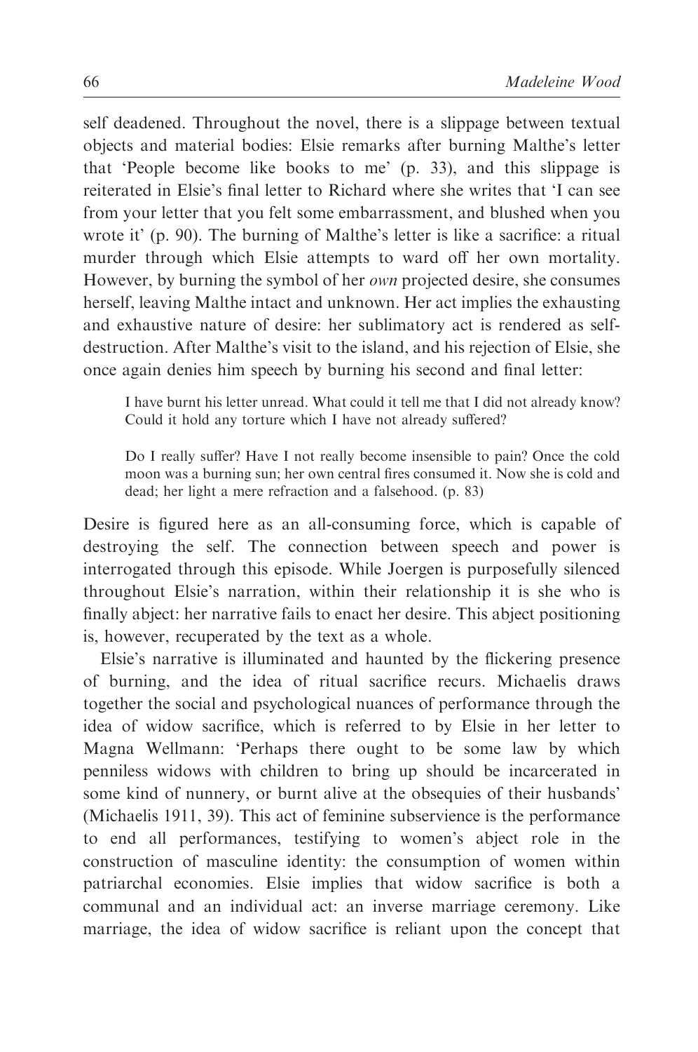self deadened. Throughout the novel, there is a slippage between textual objects and material bodies: Elsie remarks after burning Malthe's letter that 'People become like books to me' (p. 33), and this slippage is reiterated in Elsie's final letter to Richard where she writes that 'I can see from your letter that you felt some embarrassment, and blushed when you wrote it' (p. 90). The burning of Malthe's letter is like a sacrifice: a ritual murder through which Elsie attempts to ward off her own mortality. However, by burning the symbol of her *own* projected desire, she consumes herself, leaving Malthe intact and unknown. Her act implies the exhausting and exhaustive nature of desire: her sublimatory act is rendered as self-destruction. After Malthe's visit to the island, and his rejection of Elsie, she once again denies him speech by burning his second and final letter:

> I have burnt his letter unread. What could it tell me that I did not already know? Could it hold any torture which I have not already suffered?
>
> Do I really suffer? Have I not really become insensible to pain? Once the cold moon was a burning sun; her own central fires consumed it. Now she is cold and dead; her light a mere refraction and a falsehood. (p. 83)

Desire is figured here as an all-consuming force, which is capable of destroying the self. The connection between speech and power is interrogated through this episode. While Joergen is purposefully silenced throughout Elsie's narration, within their relationship it is she who is finally abject: her narrative fails to enact her desire. This abject positioning is, however, recuperated by the text as a whole.

Elsie's narrative is illuminated and haunted by the flickering presence of burning, and the idea of ritual sacrifice recurs. Michaelis draws together the social and psychological nuances of performance through the idea of widow sacrifice, which is referred to by Elsie in her letter to Magna Wellmann: 'Perhaps there ought to be some law by which penniless widows with children to bring up should be incarcerated in some kind of nunnery, or burnt alive at the obsequies of their husbands' (Michaelis 1911, 39). This act of feminine subservience is the performance to end all performances, testifying to women's abject role in the construction of masculine identity: the consumption of women within patriarchal economies. Elsie implies that widow sacrifice is both a communal and an individual act: an inverse marriage ceremony. Like marriage, the idea of widow sacrifice is reliant upon the concept that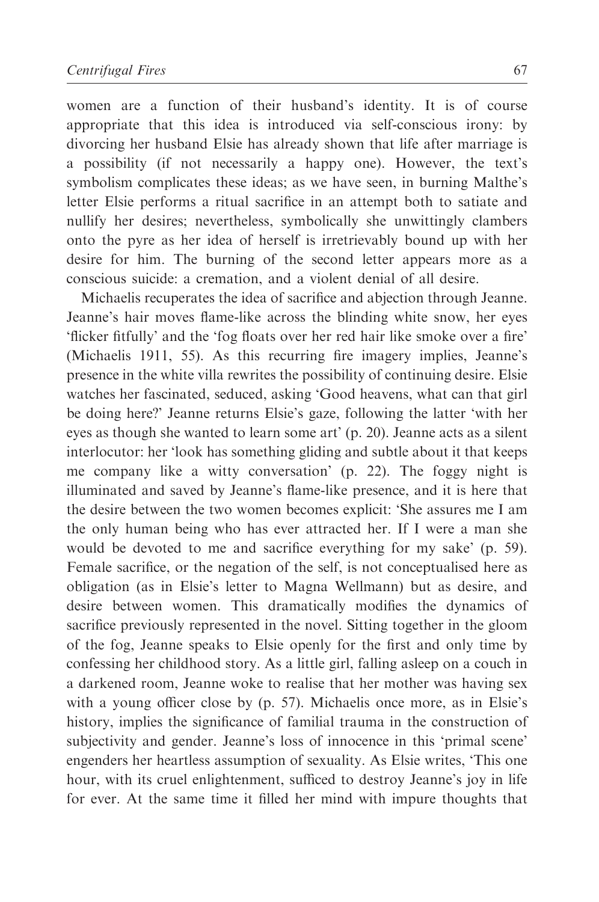women are a function of their husband's identity. It is of course appropriate that this idea is introduced via self-conscious irony: by divorcing her husband Elsie has already shown that life after marriage is a possibility (if not necessarily a happy one). However, the text's symbolism complicates these ideas; as we have seen, in burning Malthe's letter Elsie performs a ritual sacrifice in an attempt both to satiate and nullify her desires; nevertheless, symbolically she unwittingly clambers onto the pyre as her idea of herself is irretrievably bound up with her desire for him. The burning of the second letter appears more as a conscious suicide: a cremation, and a violent denial of all desire.

Michaelis recuperates the idea of sacrifice and abjection through Jeanne. Jeanne's hair moves flame-like across the blinding white snow, her eyes 'flicker fitfully' and the 'fog floats over her red hair like smoke over a fire' (Michaelis 1911, 55). As this recurring fire imagery implies, Jeanne's presence in the white villa rewrites the possibility of continuing desire. Elsie watches her fascinated, seduced, asking 'Good heavens, what can that girl be doing here?' Jeanne returns Elsie's gaze, following the latter 'with her eyes as though she wanted to learn some art' (p. 20). Jeanne acts as a silent interlocutor: her 'look has something gliding and subtle about it that keeps me company like a witty conversation' (p. 22). The foggy night is illuminated and saved by Jeanne's flame-like presence, and it is here that the desire between the two women becomes explicit: 'She assures me I am the only human being who has ever attracted her. If I were a man she would be devoted to me and sacrifice everything for my sake' (p. 59). Female sacrifice, or the negation of the self, is not conceptualised here as obligation (as in Elsie's letter to Magna Wellmann) but as desire, and desire between women. This dramatically modifies the dynamics of sacrifice previously represented in the novel. Sitting together in the gloom of the fog, Jeanne speaks to Elsie openly for the first and only time by confessing her childhood story. As a little girl, falling asleep on a couch in a darkened room, Jeanne woke to realise that her mother was having sex with a young officer close by (p. 57). Michaelis once more, as in Elsie's history, implies the significance of familial trauma in the construction of subjectivity and gender. Jeanne's loss of innocence in this 'primal scene' engenders her heartless assumption of sexuality. As Elsie writes, 'This one hour, with its cruel enlightenment, sufficed to destroy Jeanne's joy in life for ever. At the same time it filled her mind with impure thoughts that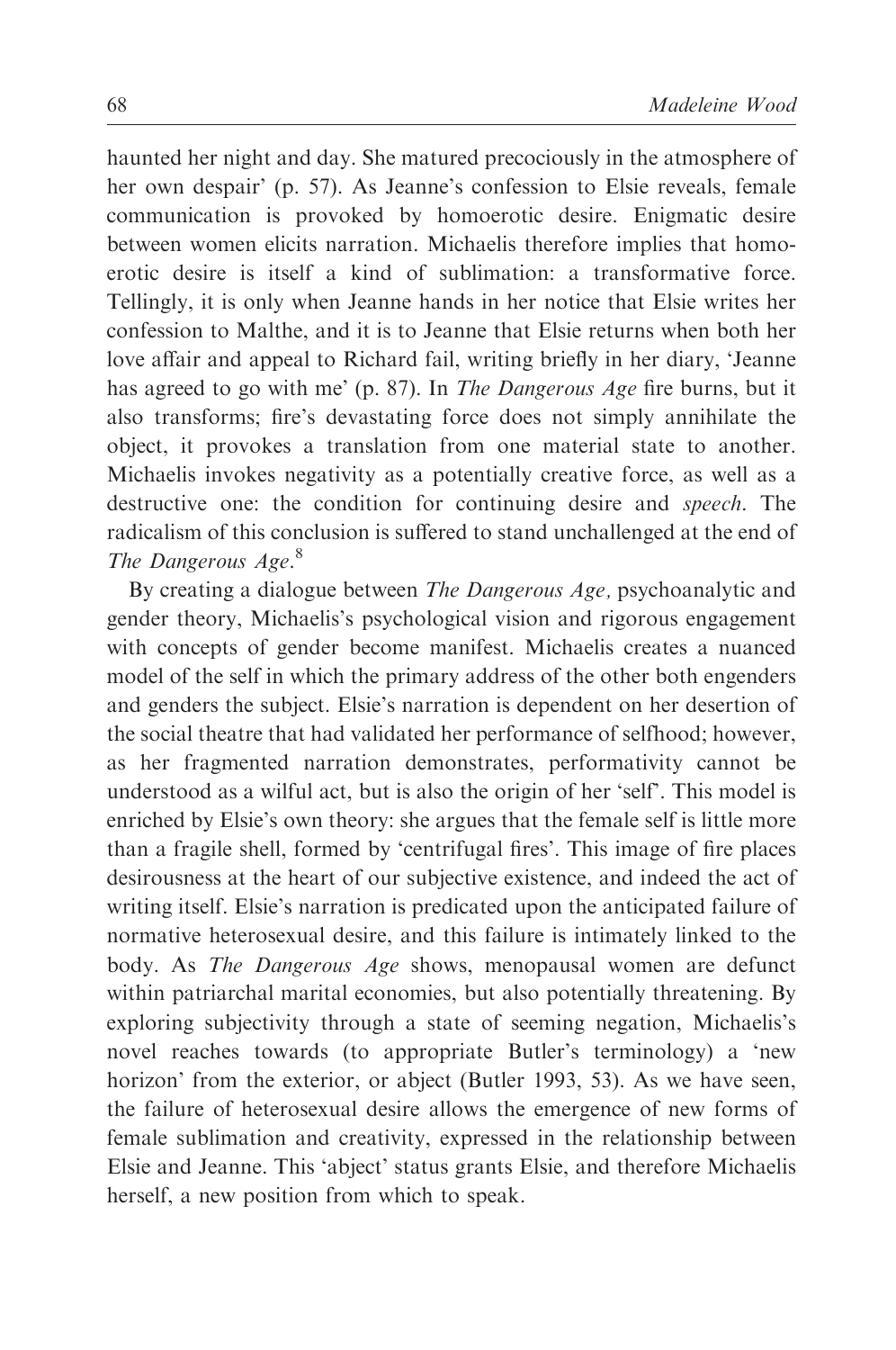haunted her night and day. She matured precociously in the atmosphere of her own despair' (p. 57). As Jeanne's confession to Elsie reveals, female communication is provoked by homoerotic desire. Enigmatic desire between women elicits narration. Michaelis therefore implies that homoerotic desire is itself a kind of sublimation: a transformative force. Tellingly, it is only when Jeanne hands in her notice that Elsie writes her confession to Malthe, and it is to Jeanne that Elsie returns when both her love affair and appeal to Richard fail, writing briefly in her diary, 'Jeanne has agreed to go with me' (p. 87). In *The Dangerous Age* fire burns, but it also transforms; fire's devastating force does not simply annihilate the object, it provokes a translation from one material state to another. Michaelis invokes negativity as a potentially creative force, as well as a destructive one: the condition for continuing desire and *speech*. The radicalism of this conclusion is suffered to stand unchallenged at the end of *The Dangerous Age*.[8]

By creating a dialogue between *The Dangerous Age,* psychoanalytic and gender theory, Michaelis's psychological vision and rigorous engagement with concepts of gender become manifest. Michaelis creates a nuanced model of the self in which the primary address of the other both engenders and genders the subject. Elsie's narration is dependent on her desertion of the social theatre that had validated her performance of selfhood; however, as her fragmented narration demonstrates, performativity cannot be understood as a wilful act, but is also the origin of her 'self'. This model is enriched by Elsie's own theory: she argues that the female self is little more than a fragile shell, formed by 'centrifugal fires'. This image of fire places desirousness at the heart of our subjective existence, and indeed the act of writing itself. Elsie's narration is predicated upon the anticipated failure of normative heterosexual desire, and this failure is intimately linked to the body. As *The Dangerous Age* shows, menopausal women are defunct within patriarchal marital economies, but also potentially threatening. By exploring subjectivity through a state of seeming negation, Michaelis's novel reaches towards (to appropriate Butler's terminology) a 'new horizon' from the exterior, or abject (Butler 1993, 53). As we have seen, the failure of heterosexual desire allows the emergence of new forms of female sublimation and creativity, expressed in the relationship between Elsie and Jeanne. This 'abject' status grants Elsie, and therefore Michaelis herself, a new position from which to speak.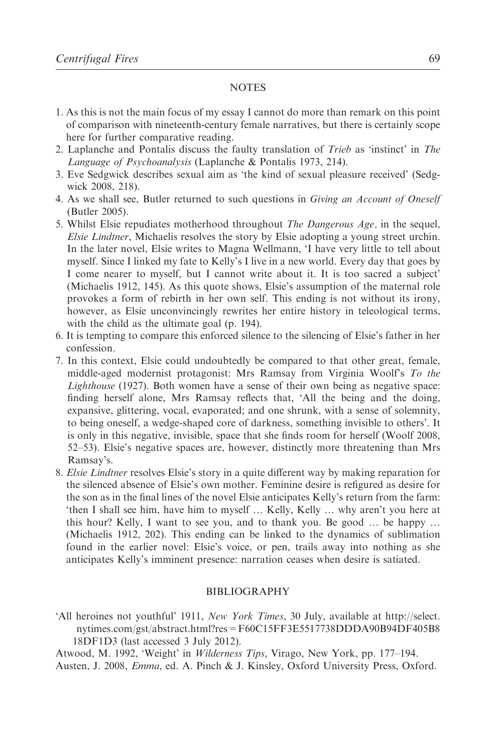## NOTES

1. As this is not the main focus of my essay I cannot do more than remark on this point of comparison with nineteenth-century female narratives, but there is certainly scope here for further comparative reading.
2. Laplanche and Pontalis discuss the faulty translation of *Trieb* as 'instinct' in *The Language of Psychoanalysis* (Laplanche & Pontalis 1973, 214).
3. Eve Sedgwick describes sexual aim as 'the kind of sexual pleasure received' (Sedgwick 2008, 218).
4. As we shall see, Butler returned to such questions in *Giving an Account of Oneself* (Butler 2005).
5. Whilst Elsie repudiates motherhood throughout *The Dangerous Age,* in the sequel, *Elsie Lindtner*, Michaelis resolves the story by Elsie adopting a young street urchin. In the later novel, Elsie writes to Magna Wellmann, 'I have very little to tell about myself. Since I linked my fate to Kelly's I live in a new world. Every day that goes by I come nearer to myself, but I cannot write about it. It is too sacred a subject' (Michaelis 1912, 145). As this quote shows, Elsie's assumption of the maternal role provokes a form of rebirth in her own self. This ending is not without its irony, however, as Elsie unconvincingly rewrites her entire history in teleological terms, with the child as the ultimate goal (p. 194).
6. It is tempting to compare this enforced silence to the silencing of Elsie's father in her confession.
7. In this context, Elsie could undoubtedly be compared to that other great, female, middle-aged modernist protagonist: Mrs Ramsay from Virginia Woolf's *To the Lighthouse* (1927). Both women have a sense of their own being as negative space: finding herself alone, Mrs Ramsay reflects that, 'All the being and the doing, expansive, glittering, vocal, evaporated; and one shrunk, with a sense of solemnity, to being oneself, a wedge-shaped core of darkness, something invisible to others'. It is only in this negative, invisible, space that she finds room for herself (Woolf 2008, 52–53). Elsie's negative spaces are, however, distinctly more threatening than Mrs Ramsay's.
8. *Elsie Lindtner* resolves Elsie's story in a quite different way by making reparation for the silenced absence of Elsie's own mother. Feminine desire is refigured as desire for the son as in the final lines of the novel Elsie anticipates Kelly's return from the farm: 'then I shall see him, have him to myself … Kelly, Kelly … why aren't you here at this hour? Kelly, I want to see you, and to thank you. Be good … be happy … (Michaelis 1912, 202). This ending can be linked to the dynamics of sublimation found in the earlier novel: Elsie's voice, or pen, trails away into nothing as she anticipates Kelly's imminent presence: narration ceases when desire is satiated.

## BIBLIOGRAPHY

'All heroines not youthful' 1911, *New York Times*, 30 July, available at http://select.nytimes.com/gst/abstract.html?res = F60C15FF3E5517738DDDA90B94DF405B818DF1D3 (last accessed 3 July 2012).

Atwood, M. 1992, 'Weight' in *Wilderness Tips*, Virago, New York, pp. 177–194.

Austen, J. 2008, *Emma*, ed. A. Pinch & J. Kinsley, Oxford University Press, Oxford.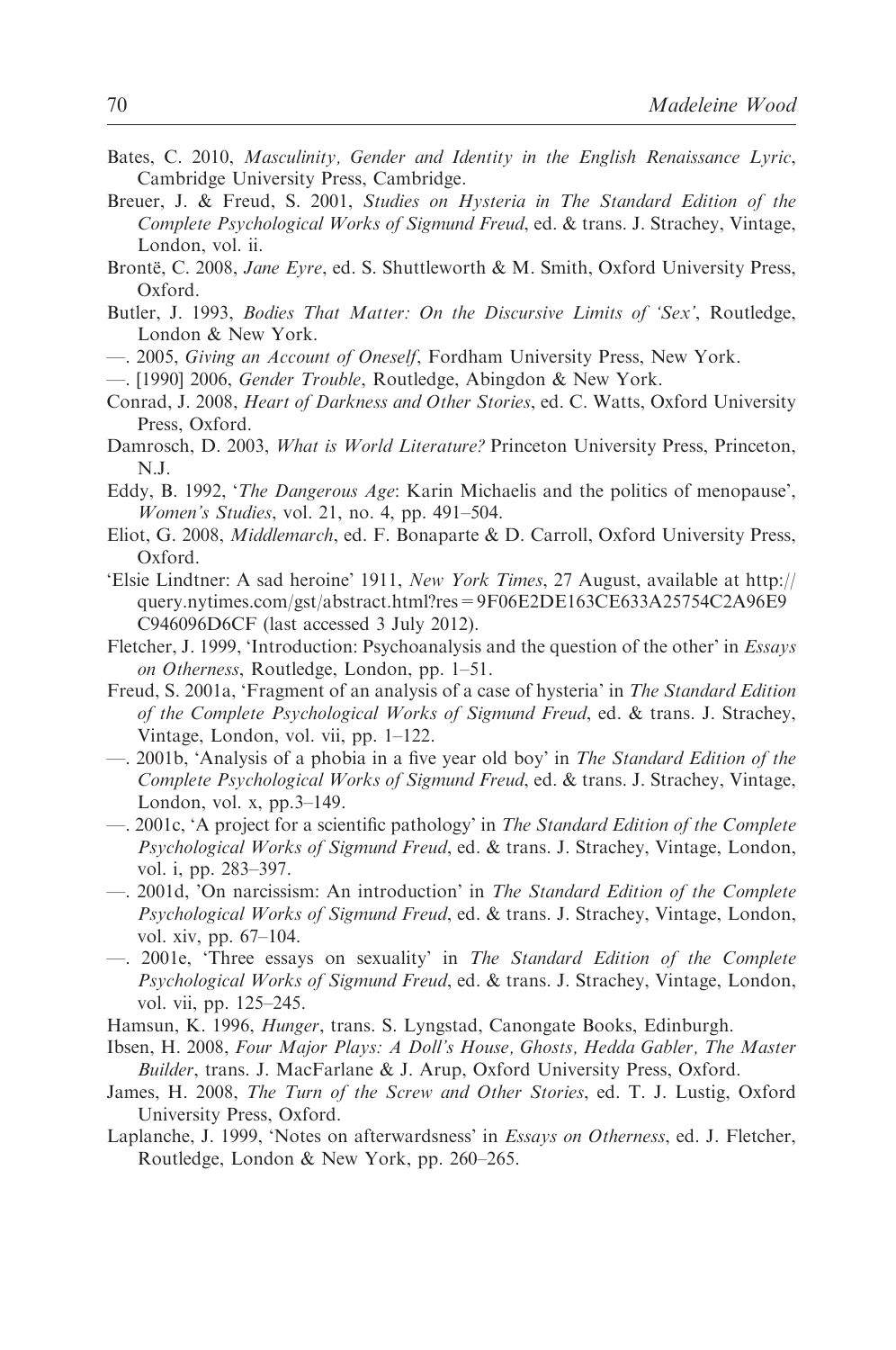Bates, C. 2010, *Masculinity, Gender and Identity in the English Renaissance Lyric*, Cambridge University Press, Cambridge.

Breuer, J. & Freud, S. 2001, *Studies on Hysteria in The Standard Edition of the Complete Psychological Works of Sigmund Freud*, ed. & trans. J. Strachey, Vintage, London, vol. ii.

Brontë, C. 2008, *Jane Eyre*, ed. S. Shuttleworth & M. Smith, Oxford University Press, Oxford.

Butler, J. 1993, *Bodies That Matter: On the Discursive Limits of 'Sex'*, Routledge, London & New York.

—. 2005, *Giving an Account of Oneself*, Fordham University Press, New York.

—. [1990] 2006, *Gender Trouble*, Routledge, Abingdon & New York.

Conrad, J. 2008, *Heart of Darkness and Other Stories*, ed. C. Watts, Oxford University Press, Oxford.

Damrosch, D. 2003, *What is World Literature?* Princeton University Press, Princeton, N.J.

Eddy, B. 1992, '*The Dangerous Age*: Karin Michaelis and the politics of menopause', *Women's Studies*, vol. 21, no. 4, pp. 491–504.

Eliot, G. 2008, *Middlemarch*, ed. F. Bonaparte & D. Carroll, Oxford University Press, Oxford.

'Elsie Lindtner: A sad heroine' 1911, *New York Times*, 27 August, available at http://query.nytimes.com/gst/abstract.html?res = 9F06E2DE163CE633A25754C2A96E9C946096D6CF (last accessed 3 July 2012).

Fletcher, J. 1999, 'Introduction: Psychoanalysis and the question of the other' in *Essays on Otherness*, Routledge, London, pp. 1–51.

Freud, S. 2001a, 'Fragment of an analysis of a case of hysteria' in *The Standard Edition of the Complete Psychological Works of Sigmund Freud*, ed. & trans. J. Strachey, Vintage, London, vol. vii, pp. 1–122.

—. 2001b, 'Analysis of a phobia in a five year old boy' in *The Standard Edition of the Complete Psychological Works of Sigmund Freud*, ed. & trans. J. Strachey, Vintage, London, vol. x, pp.3–149.

—. 2001c, 'A project for a scientific pathology' in *The Standard Edition of the Complete Psychological Works of Sigmund Freud*, ed. & trans. J. Strachey, Vintage, London, vol. i, pp. 283–397.

—. 2001d, 'On narcissism: An introduction' in *The Standard Edition of the Complete Psychological Works of Sigmund Freud*, ed. & trans. J. Strachey, Vintage, London, vol. xiv, pp. 67–104.

—. 2001e, 'Three essays on sexuality' in *The Standard Edition of the Complete Psychological Works of Sigmund Freud*, ed. & trans. J. Strachey, Vintage, London, vol. vii, pp. 125–245.

Hamsun, K. 1996, *Hunger*, trans. S. Lyngstad, Canongate Books, Edinburgh.

Ibsen, H. 2008, *Four Major Plays: A Doll's House, Ghosts, Hedda Gabler, The Master Builder*, trans. J. MacFarlane & J. Arup, Oxford University Press, Oxford.

James, H. 2008, *The Turn of the Screw and Other Stories*, ed. T. J. Lustig, Oxford University Press, Oxford.

Laplanche, J. 1999, 'Notes on afterwardsness' in *Essays on Otherness*, ed. J. Fletcher, Routledge, London & New York, pp. 260–265.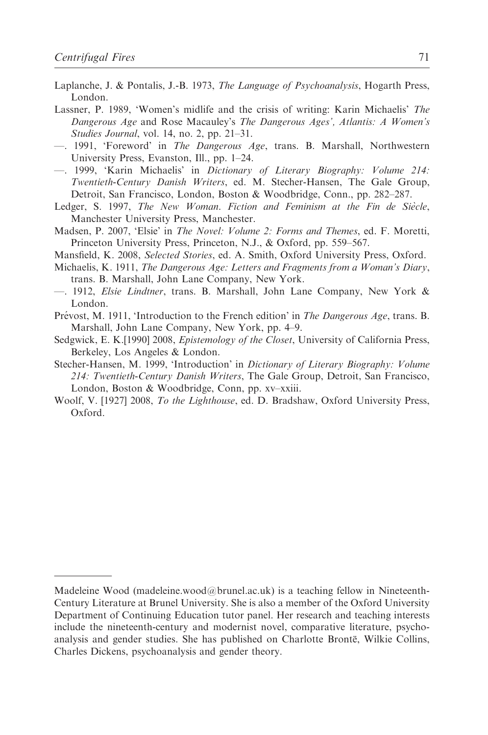Laplanche, J. & Pontalis, J.-B. 1973, *The Language of Psychoanalysis*, Hogarth Press, London.

Lassner, P. 1989, 'Women's midlife and the crisis of writing: Karin Michaelis' *The Dangerous Age* and Rose Macauley's *The Dangerous Ages*', *Atlantis: A Women's Studies Journal*, vol. 14, no. 2, pp. 21–31.

—. 1991, 'Foreword' in *The Dangerous Age*, trans. B. Marshall, Northwestern University Press, Evanston, Ill., pp. 1–24.

—. 1999, 'Karin Michaelis' in *Dictionary of Literary Biography: Volume 214: Twentieth-Century Danish Writers*, ed. M. Stecher-Hansen, The Gale Group, Detroit, San Francisco, London, Boston & Woodbridge, Conn., pp. 282–287.

Ledger, S. 1997, *The New Woman. Fiction and Feminism at the Fin de Siècle*, Manchester University Press, Manchester.

Madsen, P. 2007, 'Elsie' in *The Novel: Volume 2: Forms and Themes*, ed. F. Moretti, Princeton University Press, Princeton, N.J., & Oxford, pp. 559–567.

Mansfield, K. 2008, *Selected Stories*, ed. A. Smith, Oxford University Press, Oxford.

Michaelis, K. 1911, *The Dangerous Age: Letters and Fragments from a Woman's Diary*, trans. B. Marshall, John Lane Company, New York.

—. 1912, *Elsie Lindtner*, trans. B. Marshall, John Lane Company, New York & London.

Prévost, M. 1911, 'Introduction to the French edition' in *The Dangerous Age*, trans. B. Marshall, John Lane Company, New York, pp. 4–9.

Sedgwick, E. K.[1990] 2008, *Epistemology of the Closet*, University of California Press, Berkeley, Los Angeles & London.

Stecher-Hansen, M. 1999, 'Introduction' in *Dictionary of Literary Biography: Volume 214: Twentieth-Century Danish Writers*, The Gale Group, Detroit, San Francisco, London, Boston & Woodbridge, Conn, pp. xv–xxiii.

Woolf, V. [1927] 2008, *To the Lighthouse*, ed. D. Bradshaw, Oxford University Press, Oxford.

---

Madeleine Wood (madeleine.wood@brunel.ac.uk) is a teaching fellow in Nineteenth-Century Literature at Brunel University. She is also a member of the Oxford University Department of Continuing Education tutor panel. Her research and teaching interests include the nineteenth-century and modernist novel, comparative literature, psychoanalysis and gender studies. She has published on Charlotte Brontë, Wilkie Collins, Charles Dickens, psychoanalysis and gender theory.